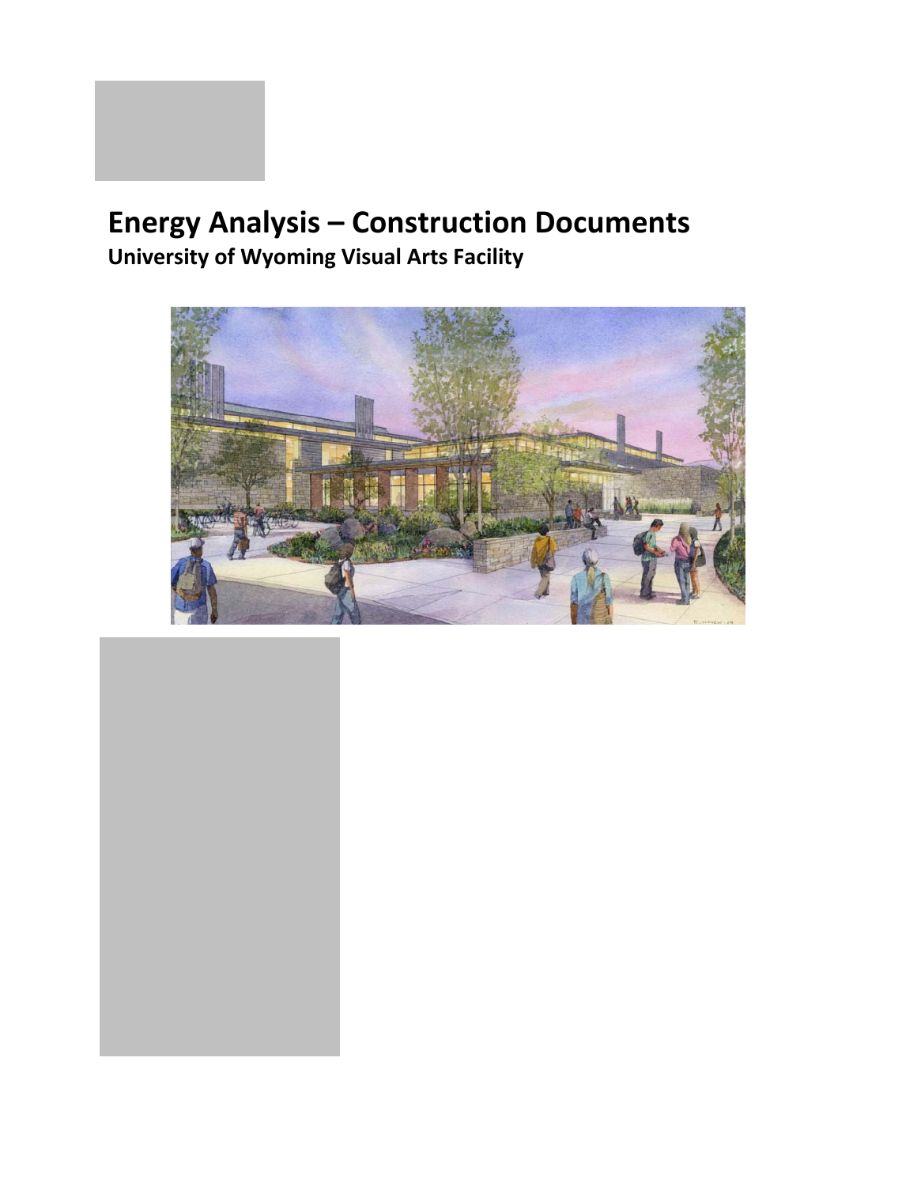# Energy Analysis – Construction Documents

## University of Wyoming Visual Arts Facility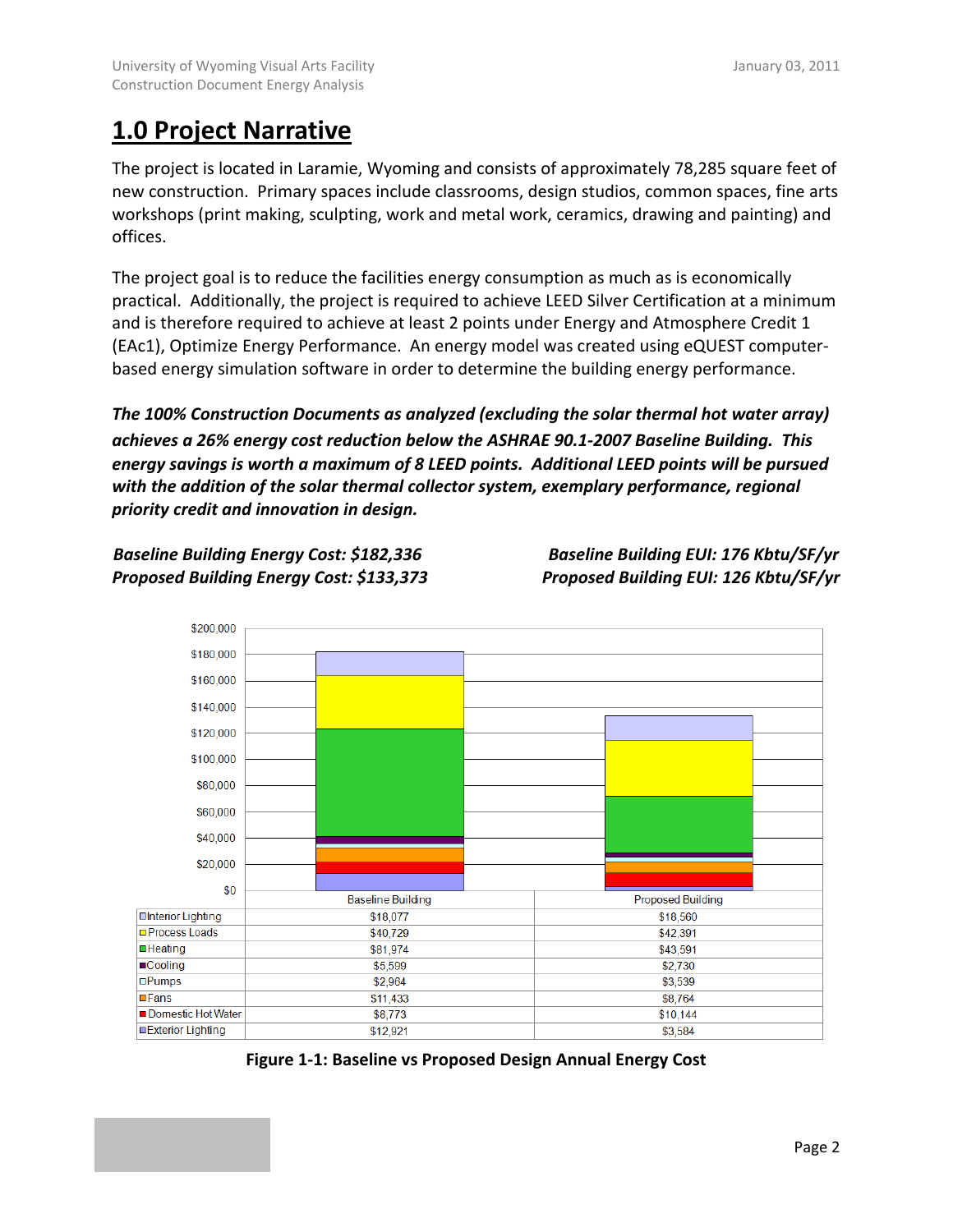# 1.0 Project Narrative

The project is located in Laramie, Wyoming and consists of approximately 78,285 square feet of new construction. Primary spaces include classrooms, design studios, common spaces, fine arts workshops (print making, sculpting, work and metal work, ceramics, drawing and painting) and offices.

The project goal is to reduce the facilities energy consumption as much as is economically practical. Additionally, the project is required to achieve LEED Silver Certification at a minimum and is therefore required to achieve at least 2 points under Energy and Atmosphere Credit 1 (EAc1), Optimize Energy Performance. An energy model was created using eQUEST computer-based energy simulation software in order to determine the building energy performance.

***The 100% Construction Documents as analyzed (excluding the solar thermal hot water array) achieves a 26% energy cost reduction below the ASHRAE 90.1-2007 Baseline Building. This energy savings is worth a maximum of 8 LEED points. Additional LEED points will be pursued with the addition of the solar thermal collector system, exemplary performance, regional priority credit and innovation in design.***

***Baseline Building Energy Cost: $182,336***
***Proposed Building Energy Cost: $133,373***

***Baseline Building EUI: 176 Kbtu/SF/yr***
***Proposed Building EUI: 126 Kbtu/SF/yr***

$200,000
$180,000
$160,000
$140,000
$120,000
$100,000
$80,000
$60,000
$40,000
$20,000
$0

| | Baseline Building | Proposed Building |
|---|---|---|
| Interior Lighting | $18,077 | $18,560 |
| Process Loads | $40,729 | $42,391 |
| Heating | $81,974 | $43,591 |
| Cooling | $5,599 | $2,730 |
| Pumps | $2,964 | $3,539 |
| Fans | $11,433 | $8,764 |
| Domestic Hot Water | $8,773 | $10,144 |
| Exterior Lighting | $12,921 | $3,584 |

**Figure 1-1: Baseline vs Proposed Design Annual Energy Cost**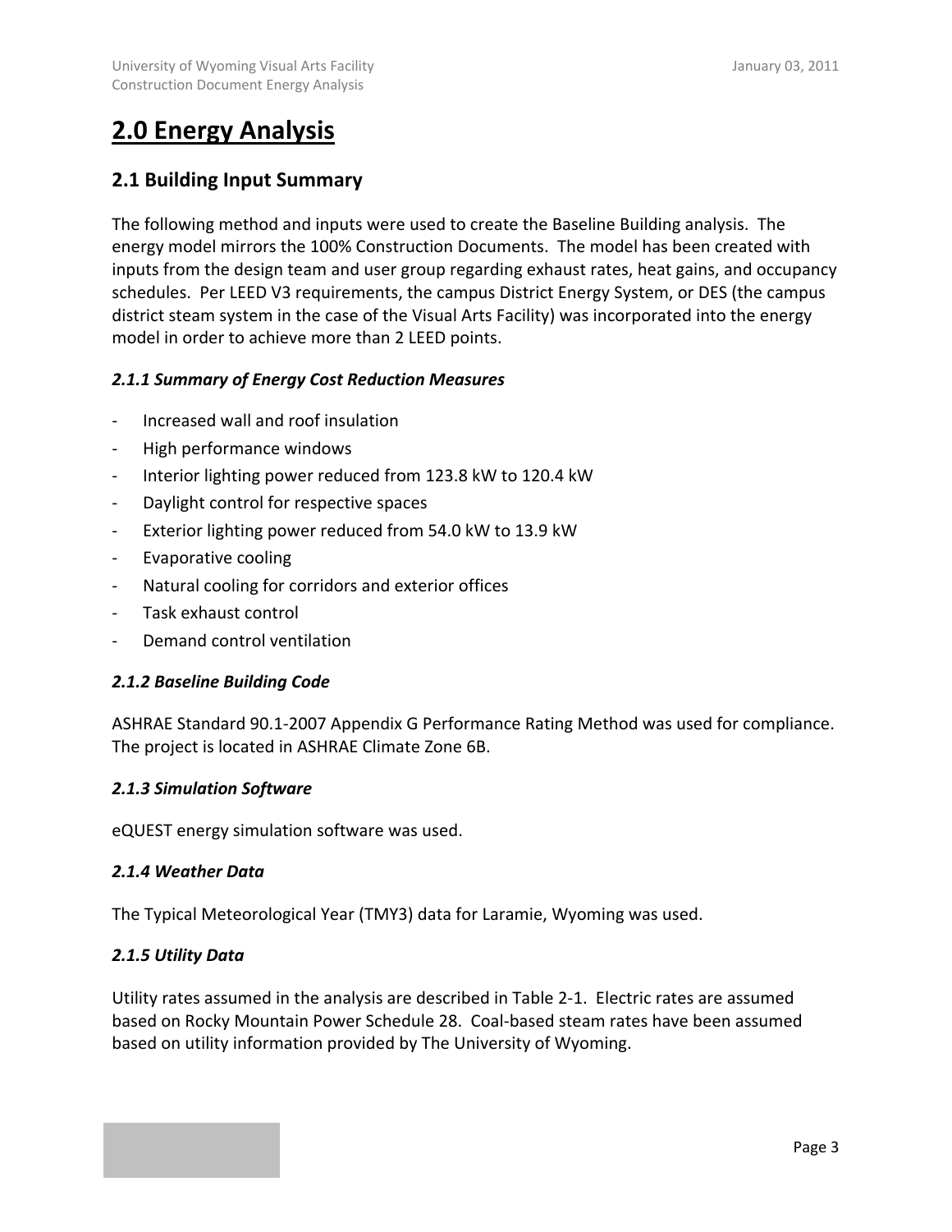# 2.0 Energy Analysis

## 2.1 Building Input Summary

The following method and inputs were used to create the Baseline Building analysis. The energy model mirrors the 100% Construction Documents. The model has been created with inputs from the design team and user group regarding exhaust rates, heat gains, and occupancy schedules. Per LEED V3 requirements, the campus District Energy System, or DES (the campus district steam system in the case of the Visual Arts Facility) was incorporated into the energy model in order to achieve more than 2 LEED points.

### *2.1.1 Summary of Energy Cost Reduction Measures*

- Increased wall and roof insulation
- High performance windows
- Interior lighting power reduced from 123.8 kW to 120.4 kW
- Daylight control for respective spaces
- Exterior lighting power reduced from 54.0 kW to 13.9 kW
- Evaporative cooling
- Natural cooling for corridors and exterior offices
- Task exhaust control
- Demand control ventilation

### *2.1.2 Baseline Building Code*

ASHRAE Standard 90.1-2007 Appendix G Performance Rating Method was used for compliance. The project is located in ASHRAE Climate Zone 6B.

### *2.1.3 Simulation Software*

eQUEST energy simulation software was used.

### *2.1.4 Weather Data*

The Typical Meteorological Year (TMY3) data for Laramie, Wyoming was used.

### *2.1.5 Utility Data*

Utility rates assumed in the analysis are described in Table 2-1. Electric rates are assumed based on Rocky Mountain Power Schedule 28. Coal-based steam rates have been assumed based on utility information provided by The University of Wyoming.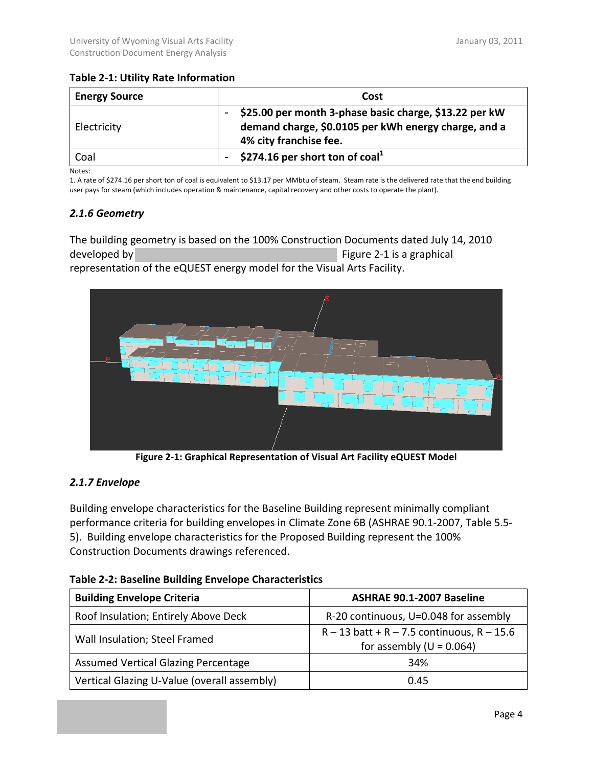**Table 2-1: Utility Rate Information**

| Energy Source | Cost |
|---|---|
| Electricity | - **\$25.00 per month 3-phase basic charge, \$13.22 per kW demand charge, \$0.0105 per kWh energy charge, and a 4% city franchise fee.** |
| Coal | - **\$274.16 per short ton of coal[1]** |

Notes:
1. A rate of \$274.16 per short ton of coal is equivalent to \$13.17 per MMbtu of steam. Steam rate is the delivered rate that the end building user pays for steam (which includes operation & maintenance, capital recovery and other costs to operate the plant).

### *2.1.6 Geometry*

The building geometry is based on the 100% Construction Documents dated July 14, 2010 developed by Figure 2-1 is a graphical representation of the eQUEST energy model for the Visual Arts Facility.

**Figure 2-1: Graphical Representation of Visual Art Facility eQUEST Model**

### *2.1.7 Envelope*

Building envelope characteristics for the Baseline Building represent minimally compliant performance criteria for building envelopes in Climate Zone 6B (ASHRAE 90.1-2007, Table 5.5-5). Building envelope characteristics for the Proposed Building represent the 100% Construction Documents drawings referenced.

**Table 2-2: Baseline Building Envelope Characteristics**

| Building Envelope Criteria | ASHRAE 90.1-2007 Baseline |
|---|---|
| Roof Insulation, Entirely Above Deck | R-20 continuous, U=0.048 for assembly |
| Wall Insulation; Steel Framed | R – 13 batt + R – 7.5 continuous, R – 15.6 for assembly (U = 0.064) |
| Assumed Vertical Glazing Percentage | 34% |
| Vertical Glazing U-Value (overall assembly) | 0.45 |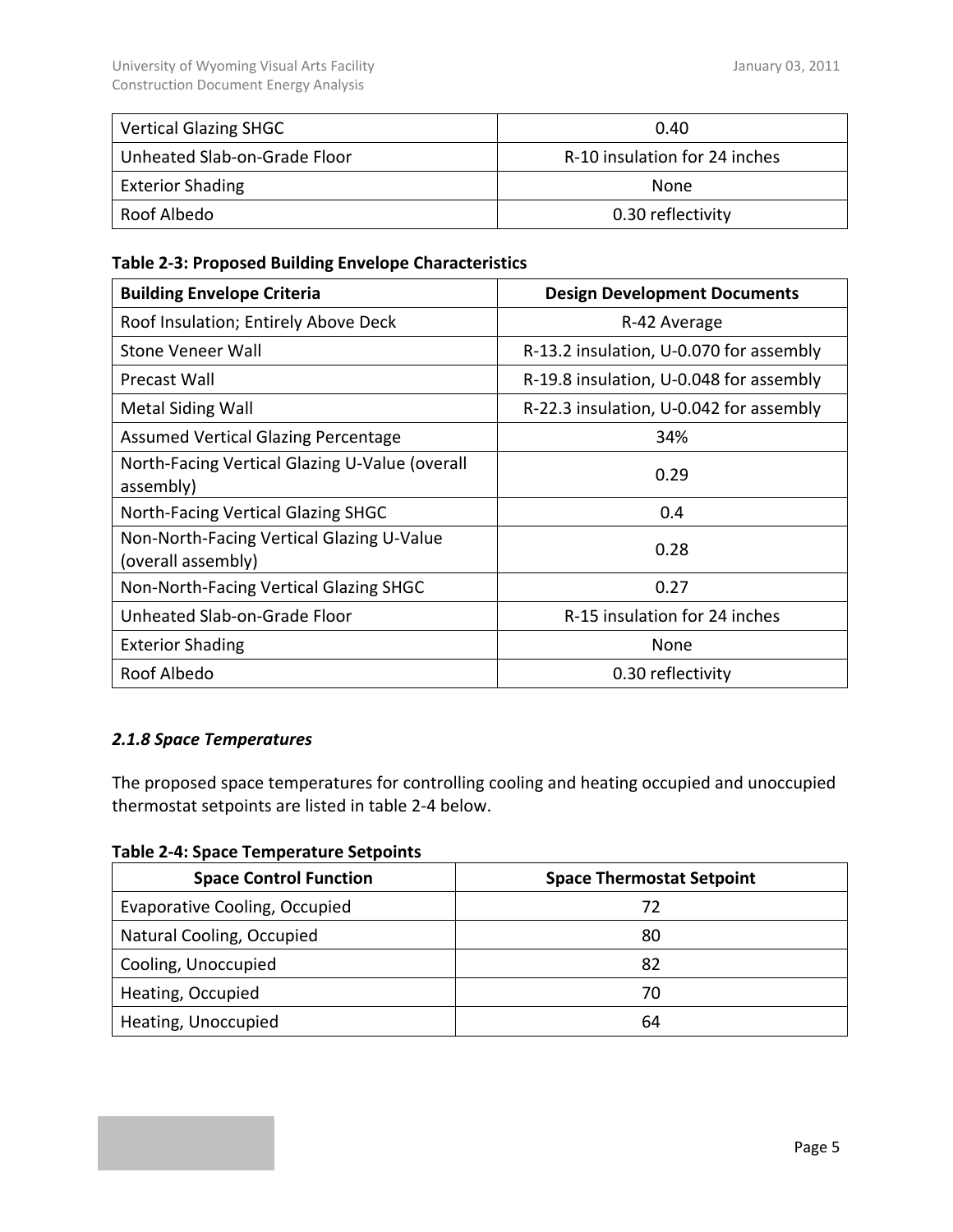| | |
|---|---|
| Vertical Glazing SHGC | 0.40 |
| Unheated Slab-on-Grade Floor | R-10 insulation for 24 inches |
| Exterior Shading | None |
| Roof Albedo | 0.30 reflectivity |

**Table 2-3: Proposed Building Envelope Characteristics**

| Building Envelope Criteria | Design Development Documents |
|---|---|
| Roof Insulation; Entirely Above Deck | R-42 Average |
| Stone Veneer Wall | R-13.2 insulation, U-0.070 for assembly |
| Precast Wall | R-19.8 insulation, U-0.048 for assembly |
| Metal Siding Wall | R-22.3 insulation, U-0.042 for assembly |
| Assumed Vertical Glazing Percentage | 34% |
| North-Facing Vertical Glazing U-Value (overall assembly) | 0.29 |
| North-Facing Vertical Glazing SHGC | 0.4 |
| Non-North-Facing Vertical Glazing U-Value (overall assembly) | 0.28 |
| Non-North-Facing Vertical Glazing SHGC | 0.27 |
| Unheated Slab-on-Grade Floor | R-15 insulation for 24 inches |
| Exterior Shading | None |
| Roof Albedo | 0.30 reflectivity |

### *2.1.8 Space Temperatures*

The proposed space temperatures for controlling cooling and heating occupied and unoccupied thermostat setpoints are listed in table 2-4 below.

**Table 2-4: Space Temperature Setpoints**

| Space Control Function | Space Thermostat Setpoint |
|---|---|
| Evaporative Cooling, Occupied | 72 |
| Natural Cooling, Occupied | 80 |
| Cooling, Unoccupied | 82 |
| Heating, Occupied | 70 |
| Heating, Unoccupied | 64 |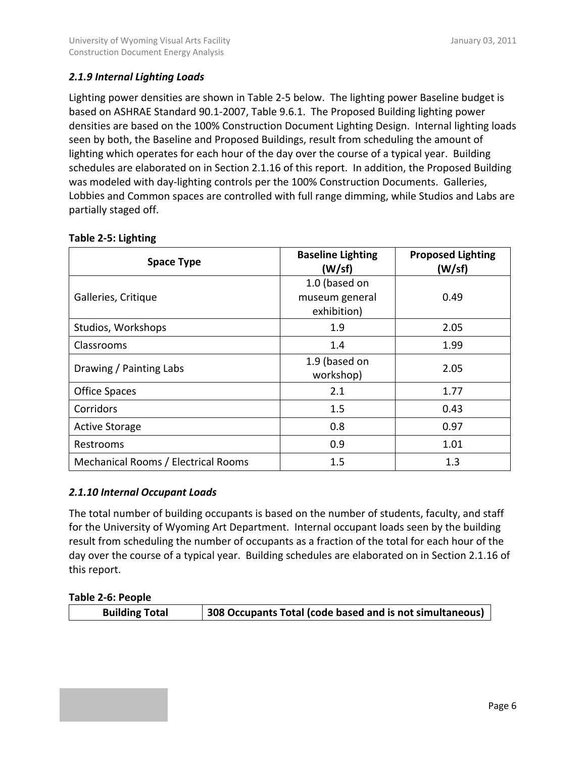### *2.1.9 Internal Lighting Loads*

Lighting power densities are shown in Table 2-5 below. The lighting power Baseline budget is based on ASHRAE Standard 90.1-2007, Table 9.6.1. The Proposed Building lighting power densities are based on the 100% Construction Document Lighting Design. Internal lighting loads seen by both, the Baseline and Proposed Buildings, result from scheduling the amount of lighting which operates for each hour of the day over the course of a typical year. Building schedules are elaborated on in Section 2.1.16 of this report. In addition, the Proposed Building was modeled with day-lighting controls per the 100% Construction Documents. Galleries, Lobbies and Common spaces are controlled with full range dimming, while Studios and Labs are partially staged off.

**Table 2-5: Lighting**

| Space Type | Baseline Lighting (W/sf) | Proposed Lighting (W/sf) |
|---|---|---|
| Galleries, Critique | 1.0 (based on museum general exhibition) | 0.49 |
| Studios, Workshops | 1.9 | 2.05 |
| Classrooms | 1.4 | 1.99 |
| Drawing / Painting Labs | 1.9 (based on workshop) | 2.05 |
| Office Spaces | 2.1 | 1.77 |
| Corridors | 1.5 | 0.43 |
| Active Storage | 0.8 | 0.97 |
| Restrooms | 0.9 | 1.01 |
| Mechanical Rooms / Electrical Rooms | 1.5 | 1.3 |

### *2.1.10 Internal Occupant Loads*

The total number of building occupants is based on the number of students, faculty, and staff for the University of Wyoming Art Department. Internal occupant loads seen by the building result from scheduling the number of occupants as a fraction of the total for each hour of the day over the course of a typical year. Building schedules are elaborated on in Section 2.1.16 of this report.

**Table 2-6: People**

| | |
|---|---|
| **Building Total** | **308 Occupants Total (code based and is not simultaneous)** |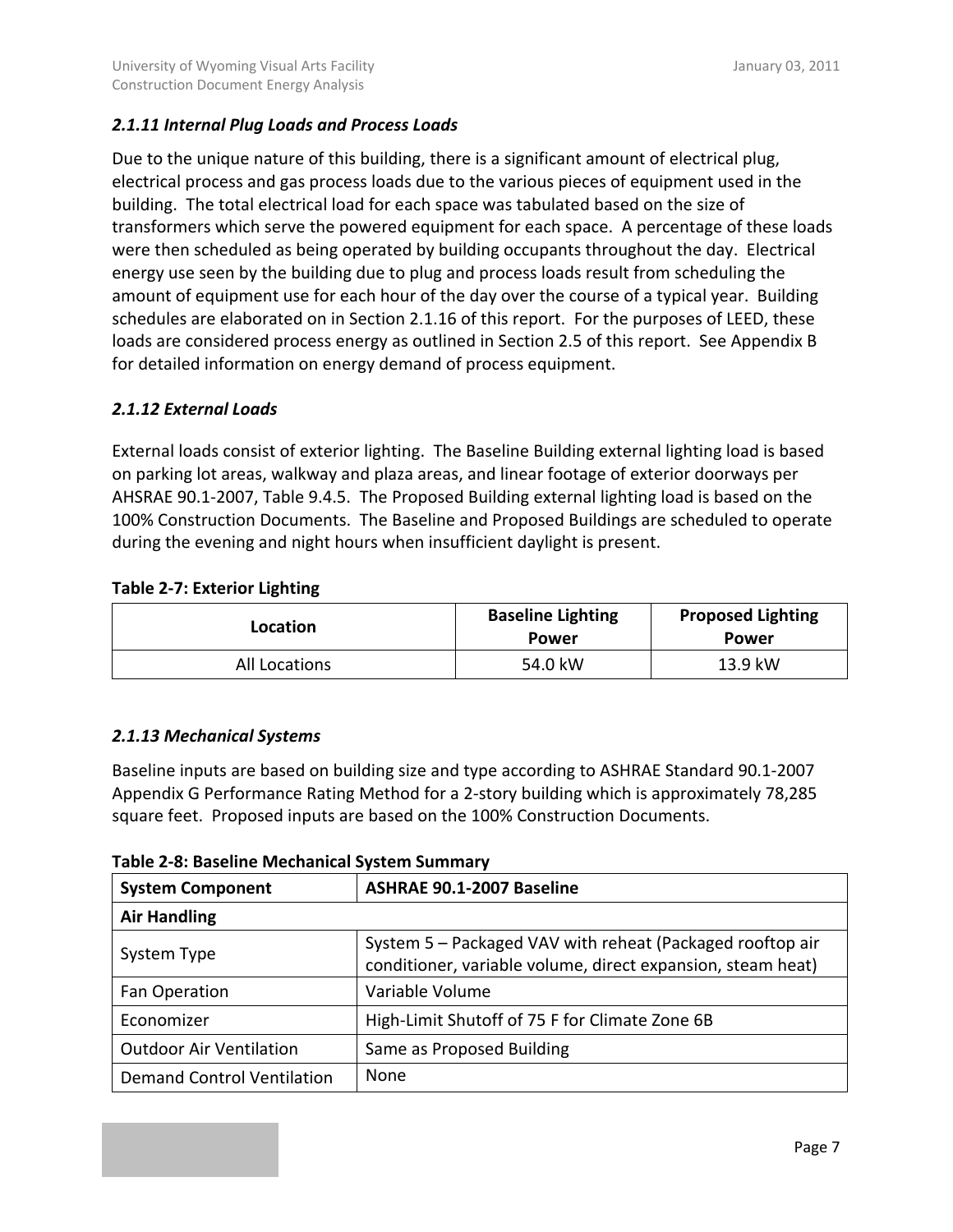### *2.1.11 Internal Plug Loads and Process Loads*

Due to the unique nature of this building, there is a significant amount of electrical plug, electrical process and gas process loads due to the various pieces of equipment used in the building. The total electrical load for each space was tabulated based on the size of transformers which serve the powered equipment for each space. A percentage of these loads were then scheduled as being operated by building occupants throughout the day. Electrical energy use seen by the building due to plug and process loads result from scheduling the amount of equipment use for each hour of the day over the course of a typical year. Building schedules are elaborated on in Section 2.1.16 of this report. For the purposes of LEED, these loads are considered process energy as outlined in Section 2.5 of this report. See Appendix B for detailed information on energy demand of process equipment.

### *2.1.12 External Loads*

External loads consist of exterior lighting. The Baseline Building external lighting load is based on parking lot areas, walkway and plaza areas, and linear footage of exterior doorways per AHSRAE 90.1-2007, Table 9.4.5. The Proposed Building external lighting load is based on the 100% Construction Documents. The Baseline and Proposed Buildings are scheduled to operate during the evening and night hours when insufficient daylight is present.

**Table 2-7: Exterior Lighting**

| Location | Baseline Lighting Power | Proposed Lighting Power |
|---|---|---|
| All Locations | 54.0 kW | 13.9 kW |

### *2.1.13 Mechanical Systems*

Baseline inputs are based on building size and type according to ASHRAE Standard 90.1-2007 Appendix G Performance Rating Method for a 2-story building which is approximately 78,285 square feet. Proposed inputs are based on the 100% Construction Documents.

**Table 2-8: Baseline Mechanical System Summary**

| System Component | ASHRAE 90.1-2007 Baseline |
|---|---|
| **Air Handling** | |
| System Type | System 5 – Packaged VAV with reheat (Packaged rooftop air conditioner, variable volume, direct expansion, steam heat) |
| Fan Operation | Variable Volume |
| Economizer | High-Limit Shutoff of 75 F for Climate Zone 6B |
| Outdoor Air Ventilation | Same as Proposed Building |
| Demand Control Ventilation | None |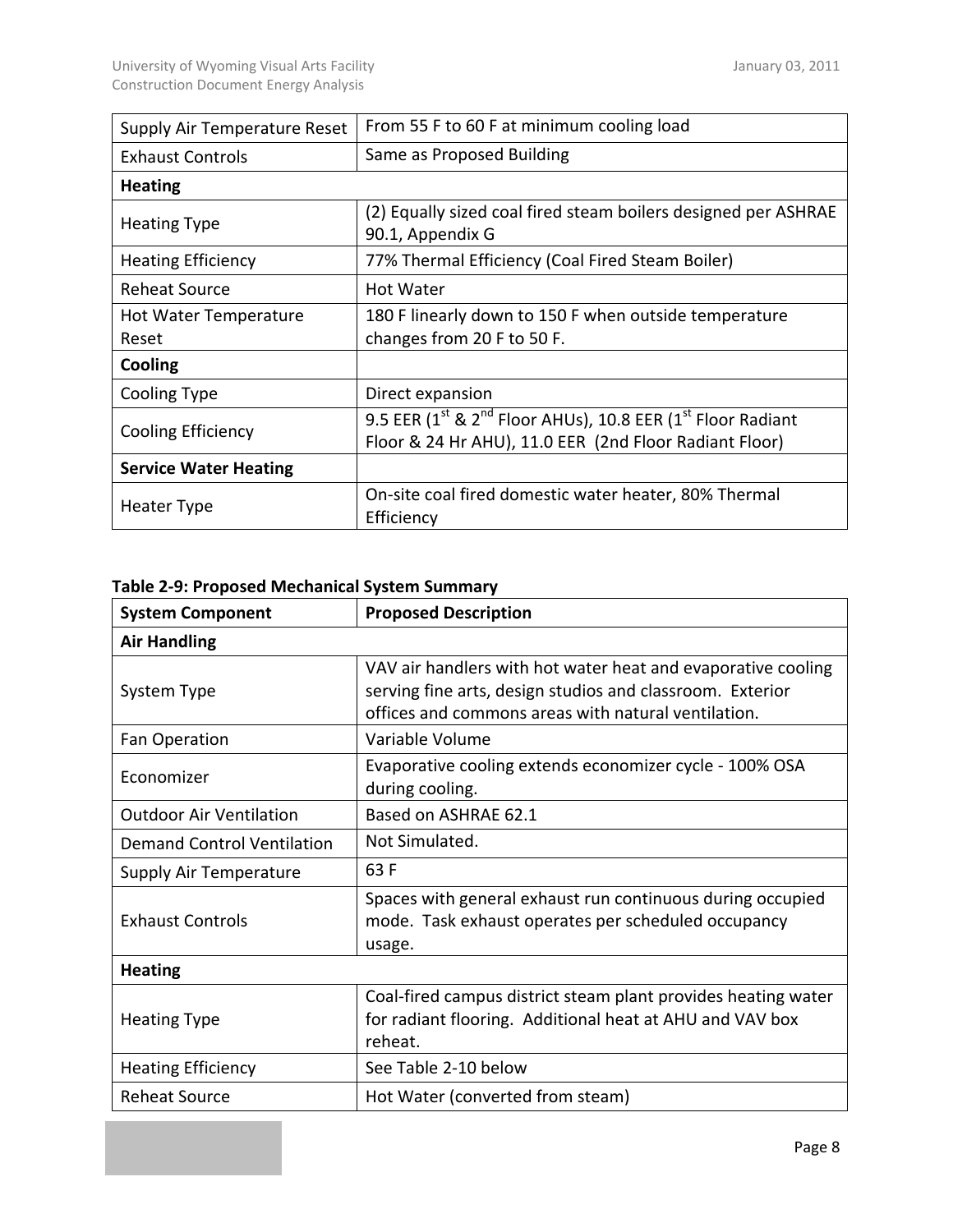| | |
|---|---|
| Supply Air Temperature Reset | From 55 F to 60 F at minimum cooling load |
| Exhaust Controls | Same as Proposed Building |
| **Heating** | |
| Heating Type | (2) Equally sized coal fired steam boilers designed per ASHRAE 90.1, Appendix G |
| Heating Efficiency | 77% Thermal Efficiency (Coal Fired Steam Boiler) |
| Reheat Source | Hot Water |
| Hot Water Temperature Reset | 180 F linearly down to 150 F when outside temperature changes from 20 F to 50 F. |
| **Cooling** | |
| Cooling Type | Direct expansion |
| Cooling Efficiency | 9.5 EER (1st & 2nd Floor AHUs), 10.8 EER (1st Floor Radiant Floor & 24 Hr AHU), 11.0 EER (2nd Floor Radiant Floor) |
| **Service Water Heating** | |
| Heater Type | On-site coal fired domestic water heater, 80% Thermal Efficiency |

**Table 2-9: Proposed Mechanical System Summary**

| System Component | Proposed Description |
|---|---|
| **Air Handling** | |
| System Type | VAV air handlers with hot water heat and evaporative cooling serving fine arts, design studios and classroom. Exterior offices and commons areas with natural ventilation. |
| Fan Operation | Variable Volume |
| Economizer | Evaporative cooling extends economizer cycle - 100% OSA during cooling. |
| Outdoor Air Ventilation | Based on ASHRAE 62.1 |
| Demand Control Ventilation | Not Simulated. |
| Supply Air Temperature | 63 F |
| Exhaust Controls | Spaces with general exhaust run continuous during occupied mode. Task exhaust operates per scheduled occupancy usage. |
| **Heating** | |
| Heating Type | Coal-fired campus district steam plant provides heating water for radiant flooring. Additional heat at AHU and VAV box reheat. |
| Heating Efficiency | See Table 2-10 below |
| Reheat Source | Hot Water (converted from steam) |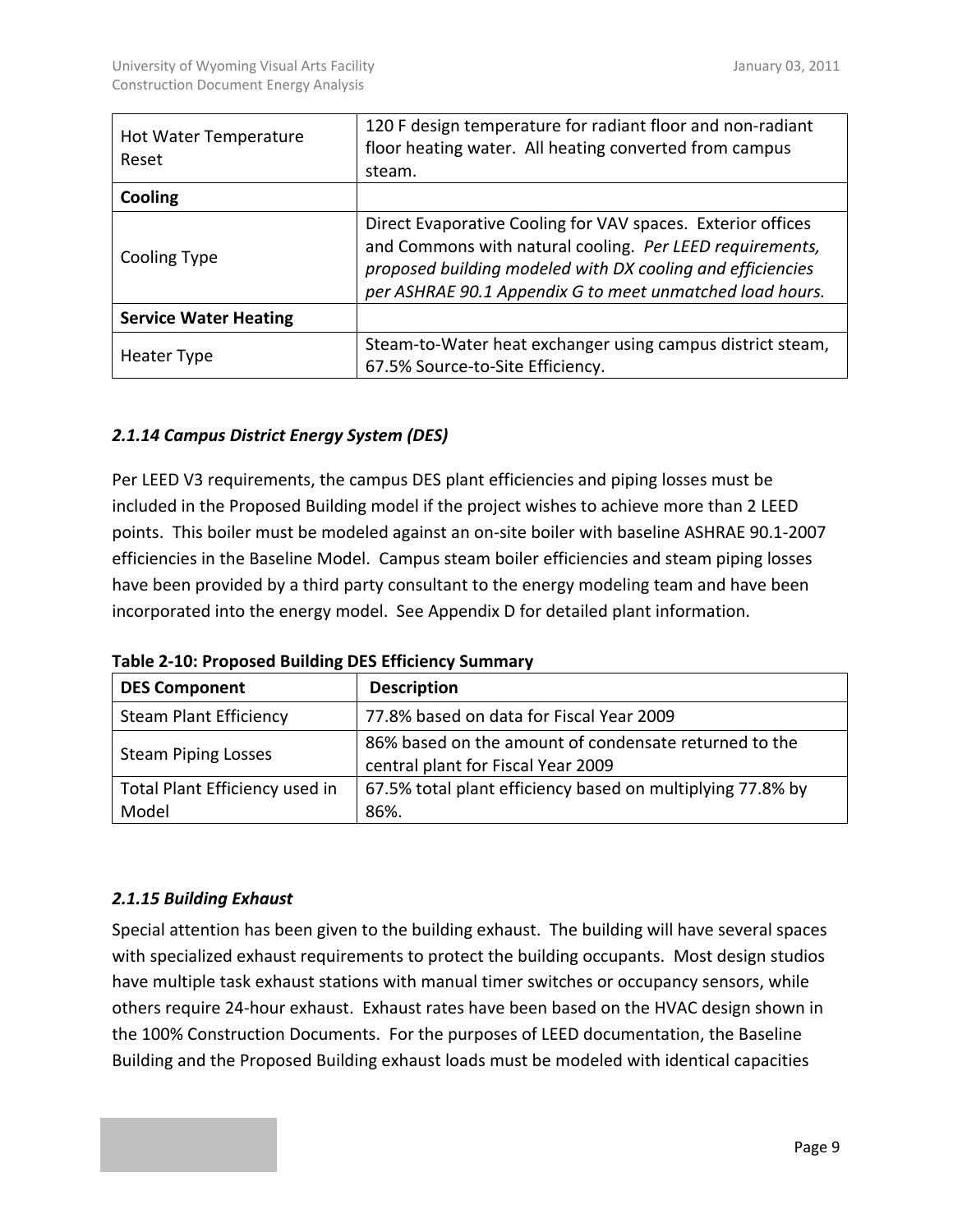| | |
|---|---|
| Hot Water Temperature Reset | 120 F design temperature for radiant floor and non-radiant floor heating water. All heating converted from campus steam. |
| **Cooling** | |
| Cooling Type | Direct Evaporative Cooling for VAV spaces. Exterior offices and Commons with natural cooling. *Per LEED requirements, proposed building modeled with DX cooling and efficiencies per ASHRAE 90.1 Appendix G to meet unmatched load hours.* |
| **Service Water Heating** | |
| Heater Type | Steam-to-Water heat exchanger using campus district steam, 67.5% Source-to-Site Efficiency. |

### *2.1.14 Campus District Energy System (DES)*

Per LEED V3 requirements, the campus DES plant efficiencies and piping losses must be included in the Proposed Building model if the project wishes to achieve more than 2 LEED points. This boiler must be modeled against an on-site boiler with baseline ASHRAE 90.1-2007 efficiencies in the Baseline Model. Campus steam boiler efficiencies and steam piping losses have been provided by a third party consultant to the energy modeling team and have been incorporated into the energy model. See Appendix D for detailed plant information.

**Table 2-10: Proposed Building DES Efficiency Summary**

| DES Component | Description |
|---|---|
| Steam Plant Efficiency | 77.8% based on data for Fiscal Year 2009 |
| Steam Piping Losses | 86% based on the amount of condensate returned to the central plant for Fiscal Year 2009 |
| Total Plant Efficiency used in Model | 67.5% total plant efficiency based on multiplying 77.8% by 86%. |

### *2.1.15 Building Exhaust*

Special attention has been given to the building exhaust. The building will have several spaces with specialized exhaust requirements to protect the building occupants. Most design studios have multiple task exhaust stations with manual timer switches or occupancy sensors, while others require 24-hour exhaust. Exhaust rates have been based on the HVAC design shown in the 100% Construction Documents. For the purposes of LEED documentation, the Baseline Building and the Proposed Building exhaust loads must be modeled with identical capacities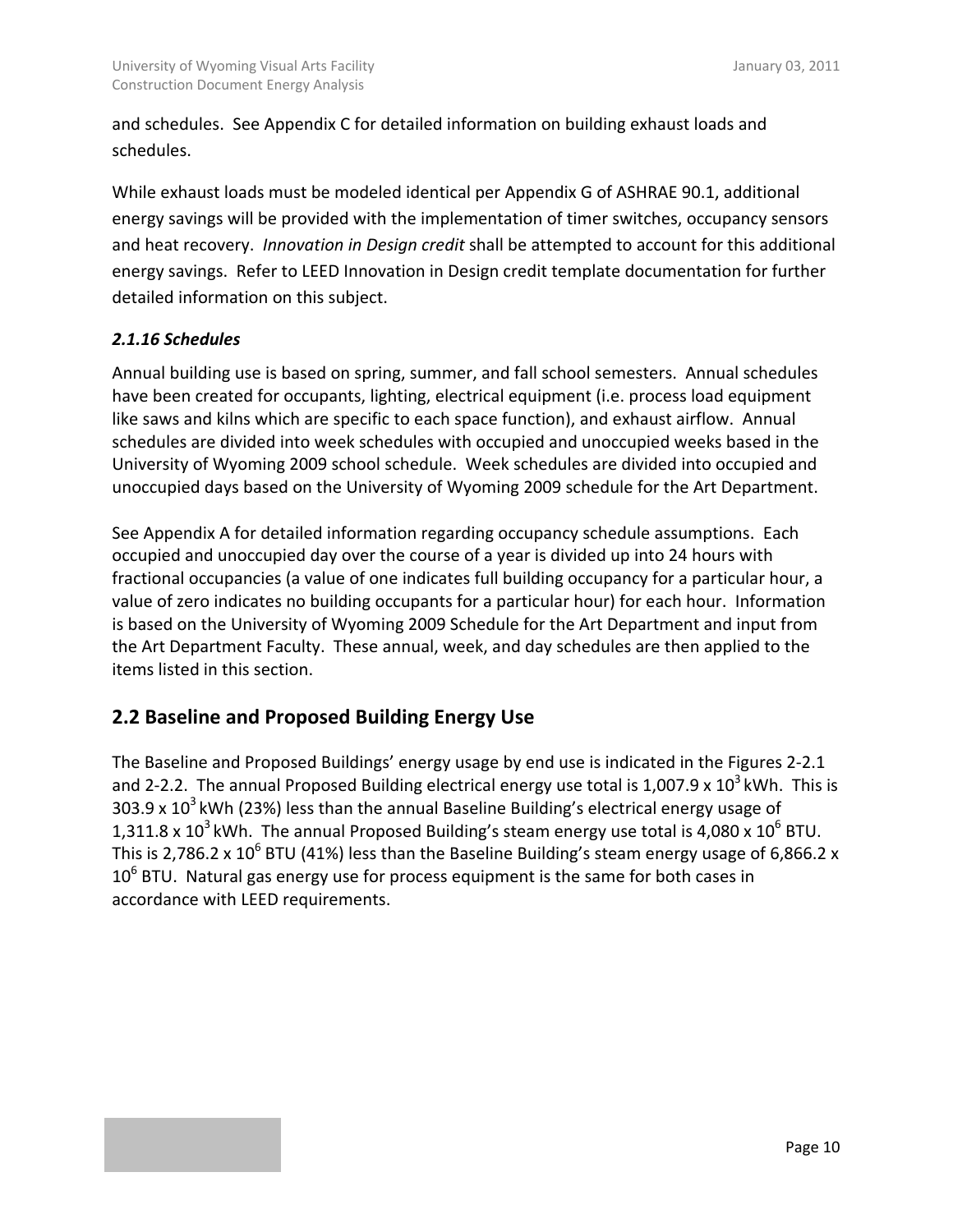and schedules. See Appendix C for detailed information on building exhaust loads and schedules.

While exhaust loads must be modeled identical per Appendix G of ASHRAE 90.1, additional energy savings will be provided with the implementation of timer switches, occupancy sensors and heat recovery. *Innovation in Design credit* shall be attempted to account for this additional energy savings. Refer to LEED Innovation in Design credit template documentation for further detailed information on this subject.

#### *2.1.16 Schedules*

Annual building use is based on spring, summer, and fall school semesters. Annual schedules have been created for occupants, lighting, electrical equipment (i.e. process load equipment like saws and kilns which are specific to each space function), and exhaust airflow. Annual schedules are divided into week schedules with occupied and unoccupied weeks based in the University of Wyoming 2009 school schedule. Week schedules are divided into occupied and unoccupied days based on the University of Wyoming 2009 schedule for the Art Department.

See Appendix A for detailed information regarding occupancy schedule assumptions. Each occupied and unoccupied day over the course of a year is divided up into 24 hours with fractional occupancies (a value of one indicates full building occupancy for a particular hour, a value of zero indicates no building occupants for a particular hour) for each hour. Information is based on the University of Wyoming 2009 Schedule for the Art Department and input from the Art Department Faculty. These annual, week, and day schedules are then applied to the items listed in this section.

## 2.2 Baseline and Proposed Building Energy Use

The Baseline and Proposed Buildings' energy usage by end use is indicated in the Figures 2-2.1 and 2-2.2. The annual Proposed Building electrical energy use total is 1,007.9 x $10^3$ kWh. This is 303.9 x $10^3$ kWh (23%) less than the annual Baseline Building's electrical energy usage of 1,311.8 x $10^3$ kWh. The annual Proposed Building's steam energy use total is 4,080 x $10^6$ BTU. This is 2,786.2 x $10^6$ BTU (41%) less than the Baseline Building's steam energy usage of 6,866.2 x $10^6$ BTU. Natural gas energy use for process equipment is the same for both cases in accordance with LEED requirements.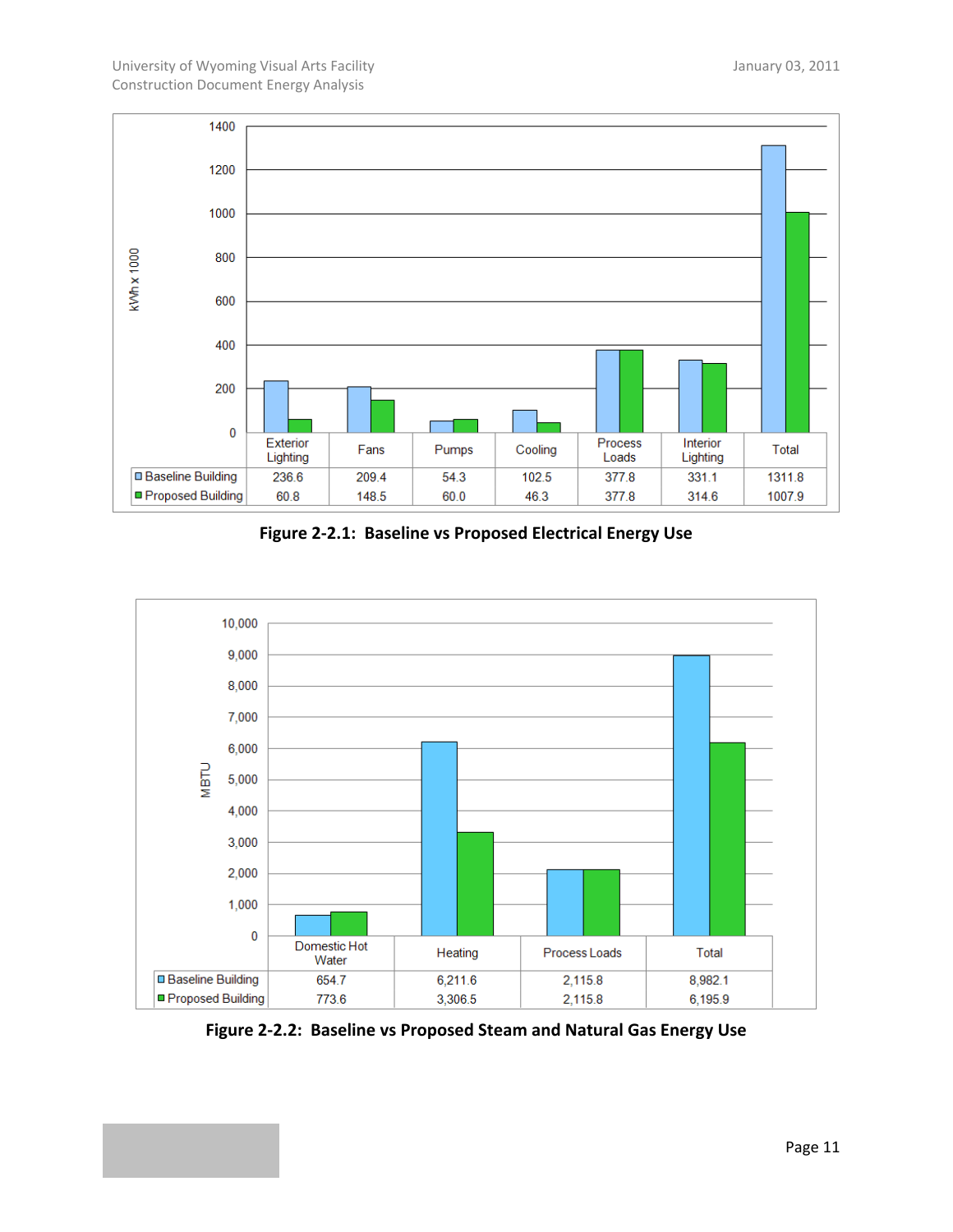1400
1200
1000
800
600
400
200
0

kWh x 1000

Exterior Lighting
Fans
Pumps
Cooling
Process Loads
Interior Lighting
Total

Baseline Building: 236.6, 209.4, 54.3, 102.5, 377.8, 331.1, 1311.8

Proposed Building: 60.8, 148.5, 60.0, 46.3, 377.8, 314.6, 1007.9

**Figure 2-2.1: Baseline vs Proposed Electrical Energy Use**

10,000
9,000
8,000
7,000
6,000
5,000
4,000
3,000
2,000
1,000
0

MBTU

Domestic Hot Water
Heating
Process Loads
Total

Baseline Building: 654.7, 6,211.6, 2,115.8, 8,982.1

Proposed Building: 773.6, 3,306.5, 2,115.8, 6,195.9

**Figure 2-2.2: Baseline vs Proposed Steam and Natural Gas Energy Use**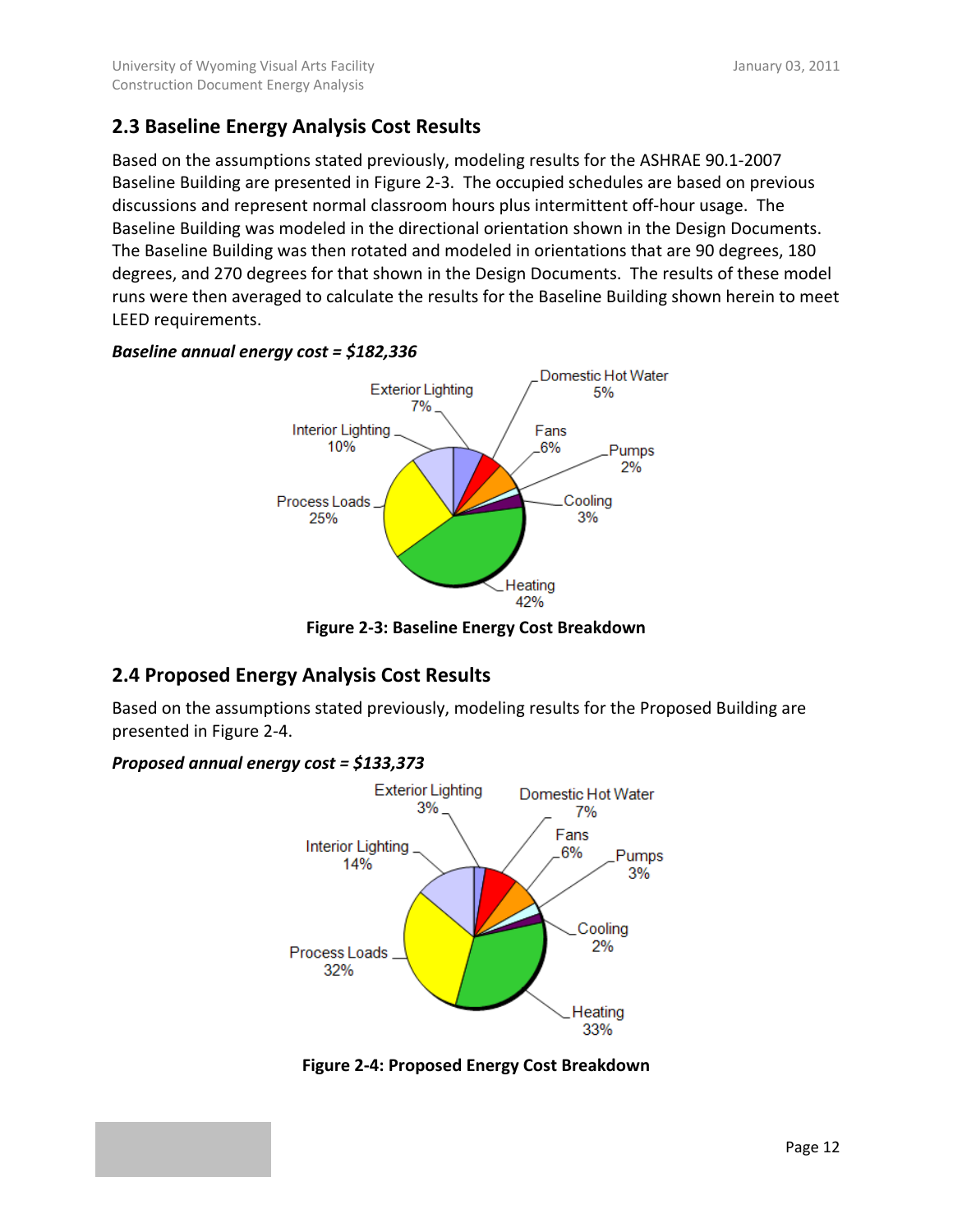## 2.3 Baseline Energy Analysis Cost Results

Based on the assumptions stated previously, modeling results for the ASHRAE 90.1-2007 Baseline Building are presented in Figure 2-3. The occupied schedules are based on previous discussions and represent normal classroom hours plus intermittent off-hour usage. The Baseline Building was modeled in the directional orientation shown in the Design Documents. The Baseline Building was then rotated and modeled in orientations that are 90 degrees, 180 degrees, and 270 degrees for that shown in the Design Documents. The results of these model runs were then averaged to calculate the results for the Baseline Building shown herein to meet LEED requirements.

***Baseline annual energy cost = $182,336***

Exterior Lighting 7%
Domestic Hot Water 5%
Interior Lighting 10%
Fans 6%
Pumps 2%
Process Loads 25%
Cooling 3%
Heating 42%

**Figure 2-3: Baseline Energy Cost Breakdown**

## 2.4 Proposed Energy Analysis Cost Results

Based on the assumptions stated previously, modeling results for the Proposed Building are presented in Figure 2-4.

***Proposed annual energy cost = $133,373***

Exterior Lighting 3%
Domestic Hot Water 7%
Fans 6%
Interior Lighting 14%
Pumps 3%
Cooling 2%
Process Loads 32%
Heating 33%

**Figure 2-4: Proposed Energy Cost Breakdown**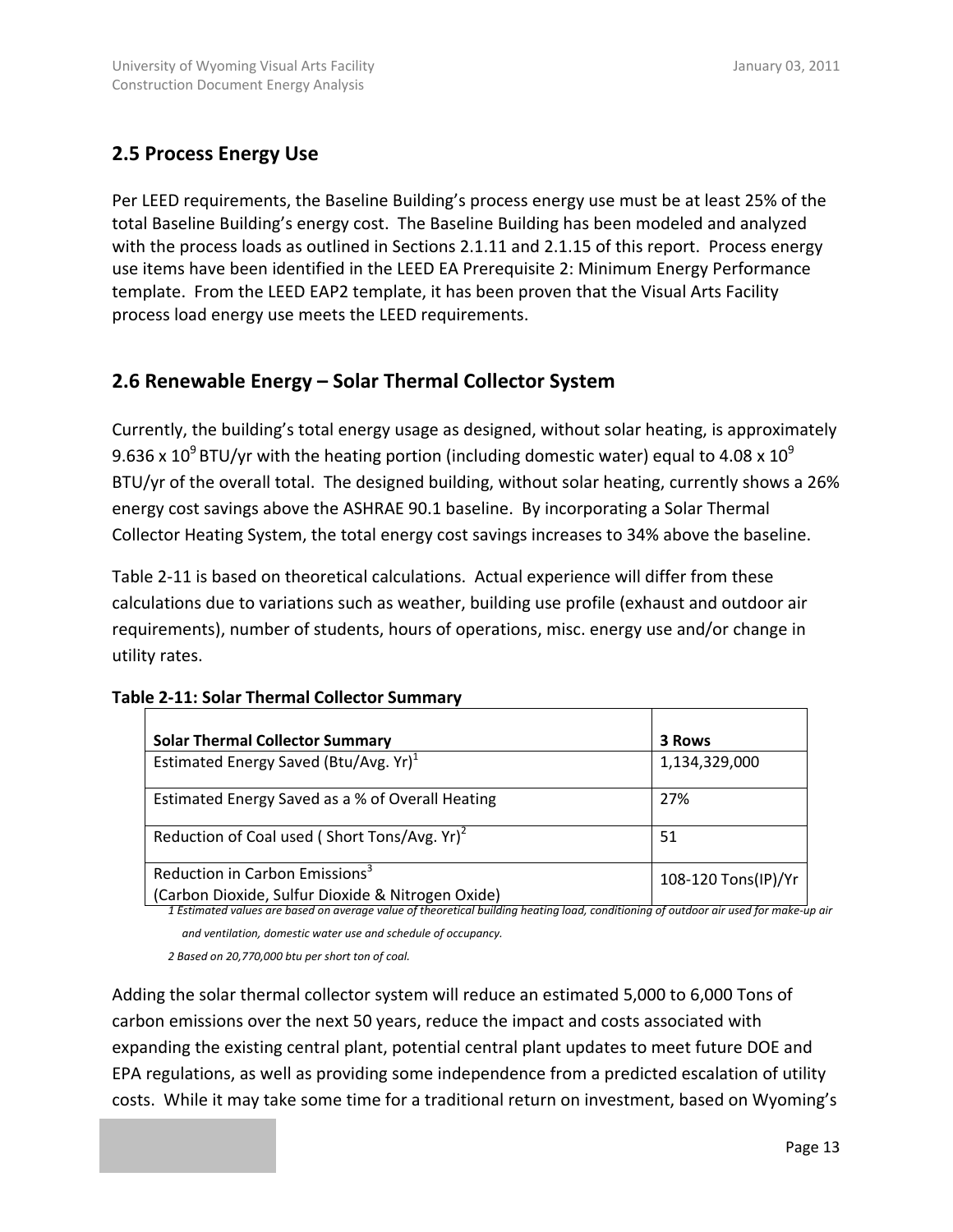## 2.5 Process Energy Use

Per LEED requirements, the Baseline Building's process energy use must be at least 25% of the total Baseline Building's energy cost. The Baseline Building has been modeled and analyzed with the process loads as outlined in Sections 2.1.11 and 2.1.15 of this report. Process energy use items have been identified in the LEED EA Prerequisite 2: Minimum Energy Performance template. From the LEED EAP2 template, it has been proven that the Visual Arts Facility process load energy use meets the LEED requirements.

## 2.6 Renewable Energy – Solar Thermal Collector System

Currently, the building's total energy usage as designed, without solar heating, is approximately $9.636 \times 10^9$ BTU/yr with the heating portion (including domestic water) equal to $4.08 \times 10^9$ BTU/yr of the overall total. The designed building, without solar heating, currently shows a 26% energy cost savings above the ASHRAE 90.1 baseline. By incorporating a Solar Thermal Collector Heating System, the total energy cost savings increases to 34% above the baseline.

Table 2-11 is based on theoretical calculations. Actual experience will differ from these calculations due to variations such as weather, building use profile (exhaust and outdoor air requirements), number of students, hours of operations, misc. energy use and/or change in utility rates.

**Table 2-11: Solar Thermal Collector Summary**

| Solar Thermal Collector Summary | 3 Rows |
|---|---|
| Estimated Energy Saved (Btu/Avg. Yr)[1] | 1,134,329,000 |
| Estimated Energy Saved as a % of Overall Heating | 27% |
| Reduction of Coal used ( Short Tons/Avg. Yr)[2] | 51 |
| Reduction in Carbon Emissions[3] (Carbon Dioxide, Sulfur Dioxide & Nitrogen Oxide) | 108-120 Tons(IP)/Yr |

*1 Estimated values are based on average value of theoretical building heating load, conditioning of outdoor air used for make-up air and ventilation, domestic water use and schedule of occupancy.*

*2 Based on 20,770,000 btu per short ton of coal.*

Adding the solar thermal collector system will reduce an estimated 5,000 to 6,000 Tons of carbon emissions over the next 50 years, reduce the impact and costs associated with expanding the existing central plant, potential central plant updates to meet future DOE and EPA regulations, as well as providing some independence from a predicted escalation of utility costs. While it may take some time for a traditional return on investment, based on Wyoming's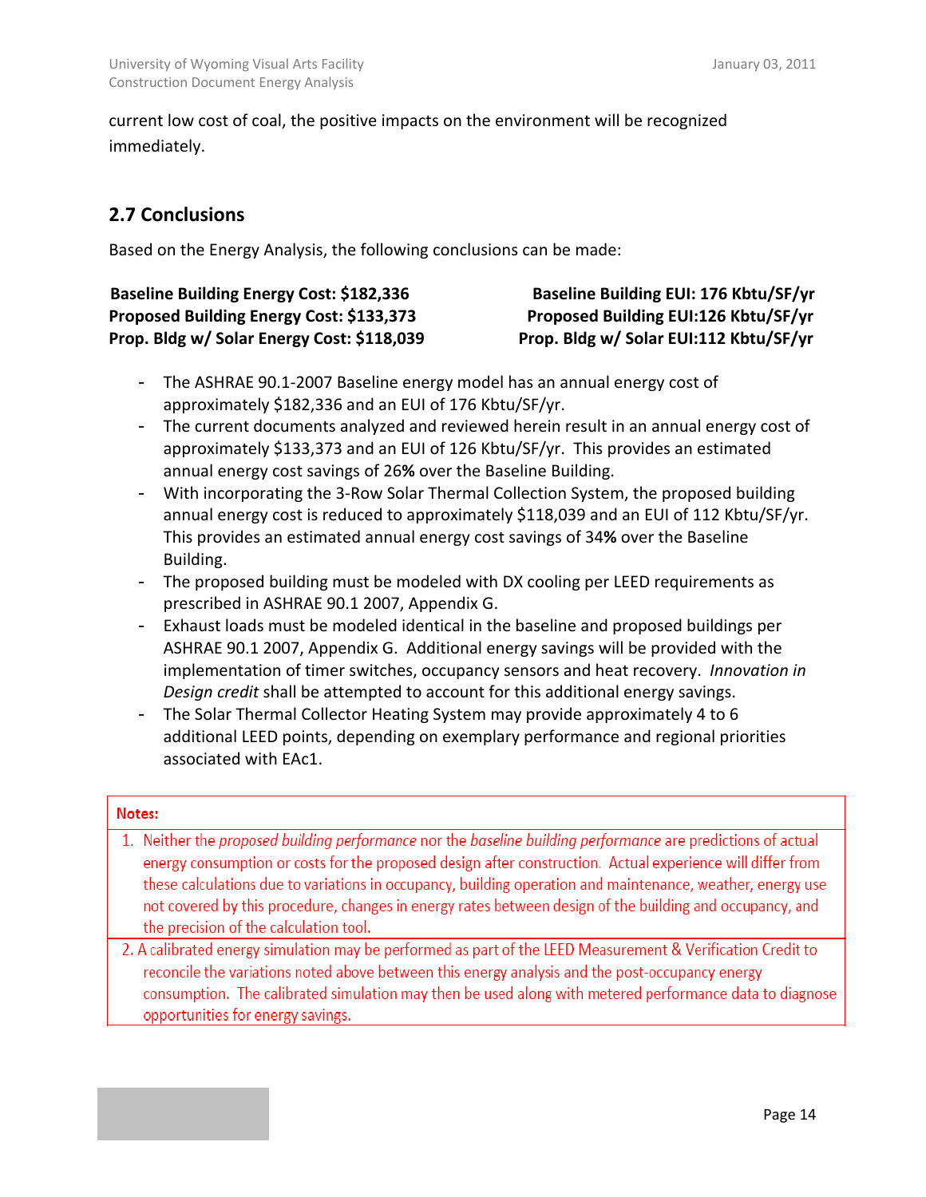current low cost of coal, the positive impacts on the environment will be recognized immediately.

## 2.7 Conclusions

Based on the Energy Analysis, the following conclusions can be made:

**Baseline Building Energy Cost: $182,336**
**Proposed Building Energy Cost: $133,373**
**Prop. Bldg w/ Solar Energy Cost: $118,039**

**Baseline Building EUI: 176 Kbtu/SF/yr**
**Proposed Building EUI:126 Kbtu/SF/yr**
**Prop. Bldg w/ Solar EUI:112 Kbtu/SF/yr**

- The ASHRAE 90.1-2007 Baseline energy model has an annual energy cost of approximately $182,336 and an EUI of 176 Kbtu/SF/yr.
- The current documents analyzed and reviewed herein result in an annual energy cost of approximately $133,373 and an EUI of 126 Kbtu/SF/yr. This provides an estimated annual energy cost savings of 26**%** over the Baseline Building.
- With incorporating the 3-Row Solar Thermal Collection System, the proposed building annual energy cost is reduced to approximately $118,039 and an EUI of 112 Kbtu/SF/yr. This provides an estimated annual energy cost savings of 34**%** over the Baseline Building.
- The proposed building must be modeled with DX cooling per LEED requirements as prescribed in ASHRAE 90.1 2007, Appendix G.
- Exhaust loads must be modeled identical in the baseline and proposed buildings per ASHRAE 90.1 2007, Appendix G. Additional energy savings will be provided with the implementation of timer switches, occupancy sensors and heat recovery. *Innovation in Design credit* shall be attempted to account for this additional energy savings.
- The Solar Thermal Collector Heating System may provide approximately 4 to 6 additional LEED points, depending on exemplary performance and regional priorities associated with EAc1.

**Notes:**

1. Neither the *proposed building performance* nor the *baseline building performance* are predictions of actual energy consumption or costs for the proposed design after construction. Actual experience will differ from these calculations due to variations in occupancy, building operation and maintenance, weather, energy use not covered by this procedure, changes in energy rates between design of the building and occupancy, and the precision of the calculation tool.
2. A calibrated energy simulation may be performed as part of the LEED Measurement & Verification Credit to reconcile the variations noted above between this energy analysis and the post-occupancy energy consumption. The calibrated simulation may then be used along with metered performance data to diagnose opportunities for energy savings.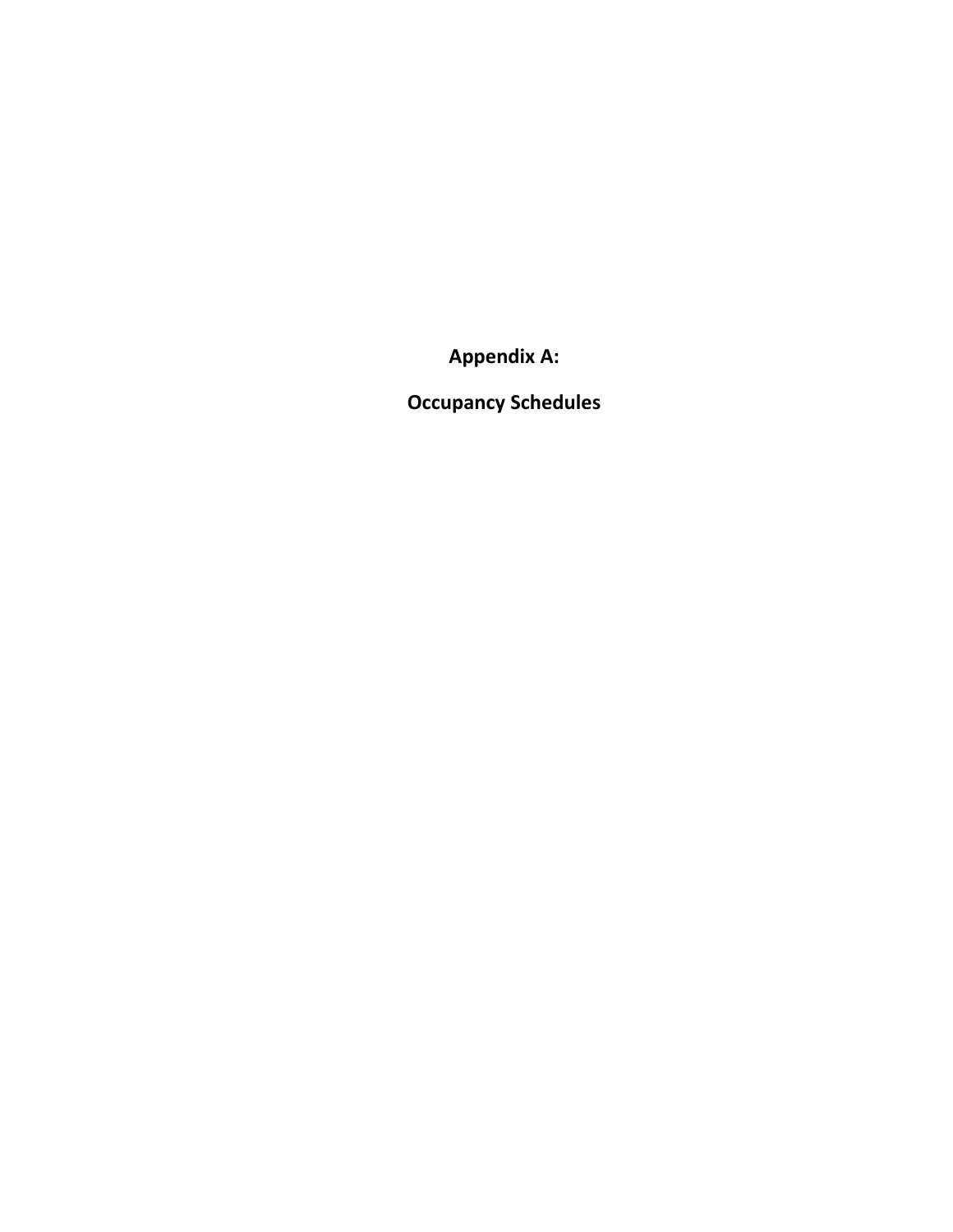# Appendix A:

# Occupancy Schedules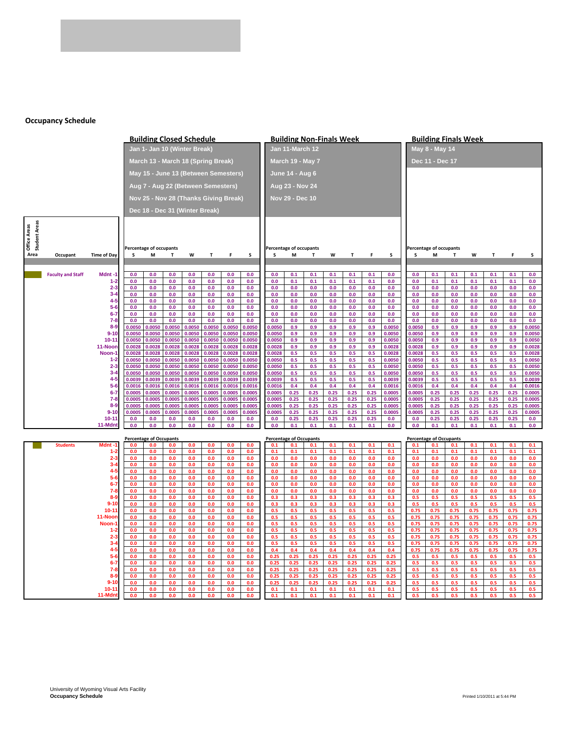## Occupancy Schedule

| Building Closed Schedule | Building Non-Finals Week | Building Finals Week |
|---|---|---|
| Jan 1- Jan 10 (Winter Break) | Jan 11-March 12 | May 8 - May 14 |
| March 13 - March 18 (Spring Break) | March 19 - May 7 | Dec 11 - Dec 17 |
| May 15 - June 13 (Between Semesters) | June 14 - Aug 6 | |
| Aug 7 - Aug 22 (Between Semesters) | Aug 23 - Nov 24 | |
| Nov 25 - Nov 28 (Thanks Giving Break) | Nov 29 - Dec 10 | |
| Dec 18 - Dec 31 (Winter Break) | | |

Office Areas / Student Areas

**Faculty and Staff** — Percentage of occupants

| Area | Occupant | Time of Day | Closed S | M | T | W | T | F | S | Non-Finals S | M | T | W | T | F | S | Finals S | M | T | W | T | F | S |
|---|---|---|---|---|---|---|---|---|---|---|---|---|---|---|---|---|---|---|---|---|---|---|---|
| | Faculty and Staff | Mdnt -1 | 0.0 | 0.0 | 0.0 | 0.0 | 0.0 | 0.0 | 0.0 | 0.0 | 0.1 | 0.1 | 0.1 | 0.1 | 0.1 | 0.0 | 0.0 | 0.1 | 0.1 | 0.1 | 0.1 | 0.1 | 0.0 |
| | | 1-2 | 0.0 | 0.0 | 0.0 | 0.0 | 0.0 | 0.0 | 0.0 | 0.0 | 0.1 | 0.1 | 0.1 | 0.1 | 0.1 | 0.0 | 0.0 | 0.1 | 0.1 | 0.1 | 0.1 | 0.1 | 0.0 |
| | | 2-3 | 0.0 | 0.0 | 0.0 | 0.0 | 0.0 | 0.0 | 0.0 | 0.0 | 0.0 | 0.0 | 0.0 | 0.0 | 0.0 | 0.0 | 0.0 | 0.0 | 0.0 | 0.0 | 0.0 | 0.0 | 0.0 |
| | | 3-4 | 0.0 | 0.0 | 0.0 | 0.0 | 0.0 | 0.0 | 0.0 | 0.0 | 0.0 | 0.0 | 0.0 | 0.0 | 0.0 | 0.0 | 0.0 | 0.0 | 0.0 | 0.0 | 0.0 | 0.0 | 0.0 |
| | | 4-5 | 0.0 | 0.0 | 0.0 | 0.0 | 0.0 | 0.0 | 0.0 | 0.0 | 0.0 | 0.0 | 0.0 | 0.0 | 0.0 | 0.0 | 0.0 | 0.0 | 0.0 | 0.0 | 0.0 | 0.0 | 0.0 |
| | | 5-6 | 0.0 | 0.0 | 0.0 | 0.0 | 0.0 | 0.0 | 0.0 | 0.0 | 0.0 | 0.0 | 0.0 | 0.0 | 0.0 | 0.0 | 0.0 | 0.0 | 0.0 | 0.0 | 0.0 | 0.0 | 0.0 |
| | | 6-7 | 0.0 | 0.0 | 0.0 | 0.0 | 0.0 | 0.0 | 0.0 | 0.0 | 0.0 | 0.0 | 0.0 | 0.0 | 0.0 | 0.0 | 0.0 | 0.0 | 0.0 | 0.0 | 0.0 | 0.0 | 0.0 |
| | | 7-8 | 0.0 | 0.0 | 0.0 | 0.0 | 0.0 | 0.0 | 0.0 | 0.0 | 0.0 | 0.0 | 0.0 | 0.0 | 0.0 | 0.0 | 0.0 | 0.0 | 0.0 | 0.0 | 0.0 | 0.0 | 0.0 |
| | | 8-9 | 0.0050 | 0.0050 | 0.0050 | 0.0050 | 0.0050 | 0.0050 | 0.0050 | 0.0050 | 0.9 | 0.9 | 0.9 | 0.9 | 0.9 | 0.0050 | 0.0050 | 0.9 | 0.9 | 0.9 | 0.9 | 0.9 | 0.0050 |
| | | 9-10 | 0.0050 | 0.0050 | 0.0050 | 0.0050 | 0.0050 | 0.0050 | 0.0050 | 0.0050 | 0.9 | 0.9 | 0.9 | 0.9 | 0.9 | 0.0050 | 0.0050 | 0.9 | 0.9 | 0.9 | 0.9 | 0.9 | 0.0050 |
| | | 10-11 | 0.0050 | 0.0050 | 0.0050 | 0.0050 | 0.0050 | 0.0050 | 0.0050 | 0.0050 | 0.9 | 0.9 | 0.9 | 0.9 | 0.9 | 0.0050 | 0.0050 | 0.9 | 0.9 | 0.9 | 0.9 | 0.9 | 0.0050 |
| | | 11-Noon | 0.0028 | 0.0028 | 0.0028 | 0.0028 | 0.0028 | 0.0028 | 0.0028 | 0.0028 | 0.9 | 0.9 | 0.9 | 0.9 | 0.9 | 0.0028 | 0.0028 | 0.9 | 0.9 | 0.9 | 0.9 | 0.9 | 0.0028 |
| | | Noon-1 | 0.0028 | 0.0028 | 0.0028 | 0.0028 | 0.0028 | 0.0028 | 0.0028 | 0.0028 | 0.5 | 0.5 | 0.5 | 0.5 | 0.5 | 0.0028 | 0.0028 | 0.5 | 0.5 | 0.5 | 0.5 | 0.5 | 0.0028 |
| | | 1-2 | 0.0050 | 0.0050 | 0.0050 | 0.0050 | 0.0050 | 0.0050 | 0.0050 | 0.0050 | 0.5 | 0.5 | 0.5 | 0.5 | 0.5 | 0.0050 | 0.0050 | 0.5 | 0.5 | 0.5 | 0.5 | 0.5 | 0.0050 |
| | | 2-3 | 0.0050 | 0.0050 | 0.0050 | 0.0050 | 0.0050 | 0.0050 | 0.0050 | 0.0050 | 0.5 | 0.5 | 0.5 | 0.5 | 0.5 | 0.0050 | 0.0050 | 0.5 | 0.5 | 0.5 | 0.5 | 0.5 | 0.0050 |
| | | 3-4 | 0.0050 | 0.0050 | 0.0050 | 0.0050 | 0.0050 | 0.0050 | 0.0050 | 0.0050 | 0.5 | 0.5 | 0.5 | 0.5 | 0.5 | 0.0050 | 0.0050 | 0.5 | 0.5 | 0.5 | 0.5 | 0.5 | 0.0050 |
| | | 4-5 | 0.0039 | 0.0039 | 0.0039 | 0.0039 | 0.0039 | 0.0039 | 0.0039 | 0.0039 | 0.5 | 0.5 | 0.5 | 0.5 | 0.5 | 0.0039 | 0.0039 | 0.5 | 0.5 | 0.5 | 0.5 | 0.5 | 0.0039 |
| | | 5-6 | 0.0016 | 0.0016 | 0.0016 | 0.0016 | 0.0016 | 0.0016 | 0.0016 | 0.0016 | 0.4 | 0.4 | 0.4 | 0.4 | 0.4 | 0.0016 | 0.0016 | 0.4 | 0.4 | 0.4 | 0.4 | 0.4 | 0.0016 |
| | | 6-7 | 0.0005 | 0.0005 | 0.0005 | 0.0005 | 0.0005 | 0.0005 | 0.0005 | 0.0005 | 0.25 | 0.25 | 0.25 | 0.25 | 0.25 | 0.0005 | 0.0005 | 0.25 | 0.25 | 0.25 | 0.25 | 0.25 | 0.0005 |
| | | 7-8 | 0.0005 | 0.0005 | 0.0005 | 0.0005 | 0.0005 | 0.0005 | 0.0005 | 0.0005 | 0.25 | 0.25 | 0.25 | 0.25 | 0.25 | 0.0005 | 0.0005 | 0.25 | 0.25 | 0.25 | 0.25 | 0.25 | 0.0005 |
| | | 8-9 | 0.0005 | 0.0005 | 0.0005 | 0.0005 | 0.0005 | 0.0005 | 0.0005 | 0.0005 | 0.25 | 0.25 | 0.25 | 0.25 | 0.25 | 0.0005 | 0.0005 | 0.25 | 0.25 | 0.25 | 0.25 | 0.25 | 0.0005 |
| | | 9-10 | 0.0005 | 0.0005 | 0.0005 | 0.0005 | 0.0005 | 0.0005 | 0.0005 | 0.0005 | 0.25 | 0.25 | 0.25 | 0.25 | 0.25 | 0.0005 | 0.0005 | 0.25 | 0.25 | 0.25 | 0.25 | 0.25 | 0.0005 |
| | | 10-11 | 0.0 | 0.0 | 0.0 | 0.0 | 0.0 | 0.0 | 0.0 | 0.0 | 0.25 | 0.25 | 0.25 | 0.25 | 0.25 | 0.0 | 0.0 | 0.25 | 0.25 | 0.25 | 0.25 | 0.25 | 0.0 |
| | | 11-Mdnt | 0.0 | 0.0 | 0.0 | 0.0 | 0.0 | 0.0 | 0.0 | 0.0 | 0.1 | 0.1 | 0.1 | 0.1 | 0.1 | 0.0 | 0.0 | 0.1 | 0.1 | 0.1 | 0.1 | 0.1 | 0.0 |

**Students** — Percentage of Occupants

| Area | Occupant | Time of Day | Closed S | M | T | W | T | F | S | Non-Finals S | M | T | W | T | F | S | Finals S | M | T | W | T | F | S |
|---|---|---|---|---|---|---|---|---|---|---|---|---|---|---|---|---|---|---|---|---|---|---|---|
| | Students | Mdnt -1 | 0.0 | 0.0 | 0.0 | 0.0 | 0.0 | 0.0 | 0.0 | 0.1 | 0.1 | 0.1 | 0.1 | 0.1 | 0.1 | 0.1 | 0.1 | 0.1 | 0.1 | 0.1 | 0.1 | 0.1 | 0.1 |
| | | 1-2 | 0.0 | 0.0 | 0.0 | 0.0 | 0.0 | 0.0 | 0.0 | 0.1 | 0.1 | 0.1 | 0.1 | 0.1 | 0.1 | 0.1 | 0.1 | 0.1 | 0.1 | 0.1 | 0.1 | 0.1 | 0.1 |
| | | 2-3 | 0.0 | 0.0 | 0.0 | 0.0 | 0.0 | 0.0 | 0.0 | 0.0 | 0.0 | 0.0 | 0.0 | 0.0 | 0.0 | 0.0 | 0.0 | 0.0 | 0.0 | 0.0 | 0.0 | 0.0 | 0.0 |
| | | 3-4 | 0.0 | 0.0 | 0.0 | 0.0 | 0.0 | 0.0 | 0.0 | 0.0 | 0.0 | 0.0 | 0.0 | 0.0 | 0.0 | 0.0 | 0.0 | 0.0 | 0.0 | 0.0 | 0.0 | 0.0 | 0.0 |
| | | 4-5 | 0.0 | 0.0 | 0.0 | 0.0 | 0.0 | 0.0 | 0.0 | 0.0 | 0.0 | 0.0 | 0.0 | 0.0 | 0.0 | 0.0 | 0.0 | 0.0 | 0.0 | 0.0 | 0.0 | 0.0 | 0.0 |
| | | 5-6 | 0.0 | 0.0 | 0.0 | 0.0 | 0.0 | 0.0 | 0.0 | 0.0 | 0.0 | 0.0 | 0.0 | 0.0 | 0.0 | 0.0 | 0.0 | 0.0 | 0.0 | 0.0 | 0.0 | 0.0 | 0.0 |
| | | 6-7 | 0.0 | 0.0 | 0.0 | 0.0 | 0.0 | 0.0 | 0.0 | 0.0 | 0.0 | 0.0 | 0.0 | 0.0 | 0.0 | 0.0 | 0.0 | 0.0 | 0.0 | 0.0 | 0.0 | 0.0 | 0.0 |
| | | 7-8 | 0.0 | 0.0 | 0.0 | 0.0 | 0.0 | 0.0 | 0.0 | 0.0 | 0.0 | 0.0 | 0.0 | 0.0 | 0.0 | 0.0 | 0.0 | 0.0 | 0.0 | 0.0 | 0.0 | 0.0 | 0.0 |
| | | 8-9 | 0.0 | 0.0 | 0.0 | 0.0 | 0.0 | 0.0 | 0.0 | 0.3 | 0.3 | 0.3 | 0.3 | 0.3 | 0.3 | 0.3 | 0.5 | 0.5 | 0.5 | 0.5 | 0.5 | 0.5 | 0.5 |
| | | 9-10 | 0.0 | 0.0 | 0.0 | 0.0 | 0.0 | 0.0 | 0.0 | 0.3 | 0.3 | 0.3 | 0.3 | 0.3 | 0.3 | 0.3 | 0.5 | 0.5 | 0.5 | 0.5 | 0.5 | 0.5 | 0.5 |
| | | 10-11 | 0.0 | 0.0 | 0.0 | 0.0 | 0.0 | 0.0 | 0.0 | 0.5 | 0.5 | 0.5 | 0.5 | 0.5 | 0.5 | 0.5 | 0.75 | 0.75 | 0.75 | 0.75 | 0.75 | 0.75 | 0.75 |
| | | 11-Noon | 0.0 | 0.0 | 0.0 | 0.0 | 0.0 | 0.0 | 0.0 | 0.5 | 0.5 | 0.5 | 0.5 | 0.5 | 0.5 | 0.5 | 0.75 | 0.75 | 0.75 | 0.75 | 0.75 | 0.75 | 0.75 |
| | | Noon-1 | 0.0 | 0.0 | 0.0 | 0.0 | 0.0 | 0.0 | 0.0 | 0.5 | 0.5 | 0.5 | 0.5 | 0.5 | 0.5 | 0.5 | 0.75 | 0.75 | 0.75 | 0.75 | 0.75 | 0.75 | 0.75 |
| | | 1-2 | 0.0 | 0.0 | 0.0 | 0.0 | 0.0 | 0.0 | 0.0 | 0.5 | 0.5 | 0.5 | 0.5 | 0.5 | 0.5 | 0.5 | 0.75 | 0.75 | 0.75 | 0.75 | 0.75 | 0.75 | 0.75 |
| | | 2-3 | 0.0 | 0.0 | 0.0 | 0.0 | 0.0 | 0.0 | 0.0 | 0.5 | 0.5 | 0.5 | 0.5 | 0.5 | 0.5 | 0.5 | 0.75 | 0.75 | 0.75 | 0.75 | 0.75 | 0.75 | 0.75 |
| | | 3-4 | 0.0 | 0.0 | 0.0 | 0.0 | 0.0 | 0.0 | 0.0 | 0.5 | 0.5 | 0.5 | 0.5 | 0.5 | 0.5 | 0.5 | 0.75 | 0.75 | 0.75 | 0.75 | 0.75 | 0.75 | 0.75 |
| | | 4-5 | 0.0 | 0.0 | 0.0 | 0.0 | 0.0 | 0.0 | 0.0 | 0.4 | 0.4 | 0.4 | 0.4 | 0.4 | 0.4 | 0.4 | 0.75 | 0.75 | 0.75 | 0.75 | 0.75 | 0.75 | 0.75 |
| | | 5-6 | 0.0 | 0.0 | 0.0 | 0.0 | 0.0 | 0.0 | 0.0 | 0.25 | 0.25 | 0.25 | 0.25 | 0.25 | 0.25 | 0.25 | 0.5 | 0.5 | 0.5 | 0.5 | 0.5 | 0.5 | 0.5 |
| | | 6-7 | 0.0 | 0.0 | 0.0 | 0.0 | 0.0 | 0.0 | 0.0 | 0.25 | 0.25 | 0.25 | 0.25 | 0.25 | 0.25 | 0.25 | 0.5 | 0.5 | 0.5 | 0.5 | 0.5 | 0.5 | 0.5 |
| | | 7-8 | 0.0 | 0.0 | 0.0 | 0.0 | 0.0 | 0.0 | 0.0 | 0.25 | 0.25 | 0.25 | 0.25 | 0.25 | 0.25 | 0.25 | 0.5 | 0.5 | 0.5 | 0.5 | 0.5 | 0.5 | 0.5 |
| | | 8-9 | 0.0 | 0.0 | 0.0 | 0.0 | 0.0 | 0.0 | 0.0 | 0.25 | 0.25 | 0.25 | 0.25 | 0.25 | 0.25 | 0.25 | 0.5 | 0.5 | 0.5 | 0.5 | 0.5 | 0.5 | 0.5 |
| | | 9-10 | 0.0 | 0.0 | 0.0 | 0.0 | 0.0 | 0.0 | 0.0 | 0.25 | 0.25 | 0.25 | 0.25 | 0.25 | 0.25 | 0.25 | 0.5 | 0.5 | 0.5 | 0.5 | 0.5 | 0.5 | 0.5 |
| | | 10-11 | 0.0 | 0.0 | 0.0 | 0.0 | 0.0 | 0.0 | 0.0 | 0.1 | 0.1 | 0.1 | 0.1 | 0.1 | 0.1 | 0.1 | 0.5 | 0.5 | 0.5 | 0.5 | 0.5 | 0.5 | 0.5 |
| | | 11-Mdnt | 0.0 | 0.0 | 0.0 | 0.0 | 0.0 | 0.0 | 0.0 | 0.1 | 0.1 | 0.1 | 0.1 | 0.1 | 0.1 | 0.1 | 0.5 | 0.5 | 0.5 | 0.5 | 0.5 | 0.5 | 0.5 |

University of Wyoming Visual Arts Facility
**Occupancy Schedule**

Printed 1/10/2011 at 5:44 PM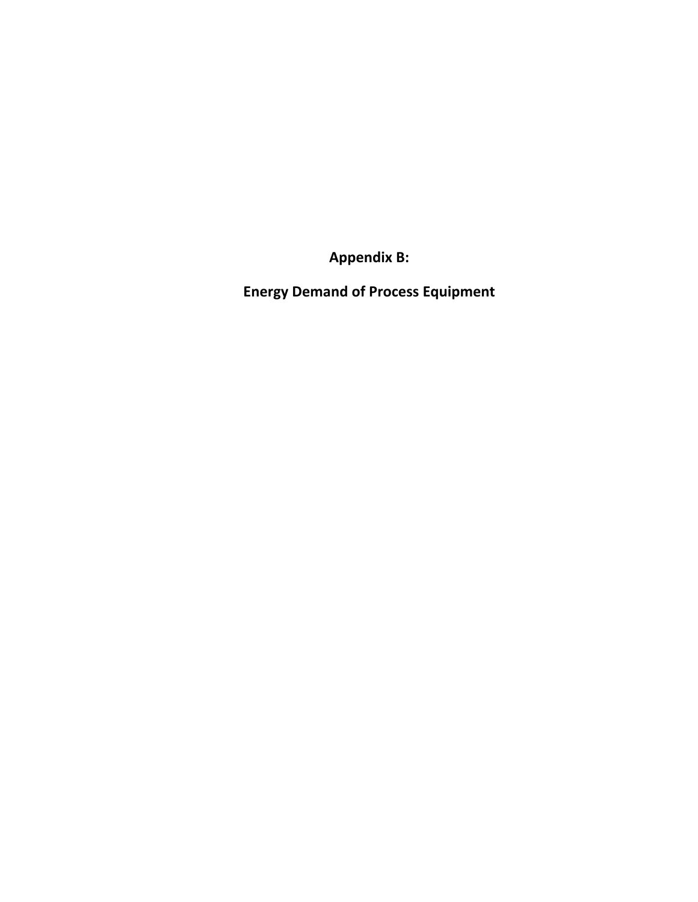# Appendix B:

# Energy Demand of Process Equipment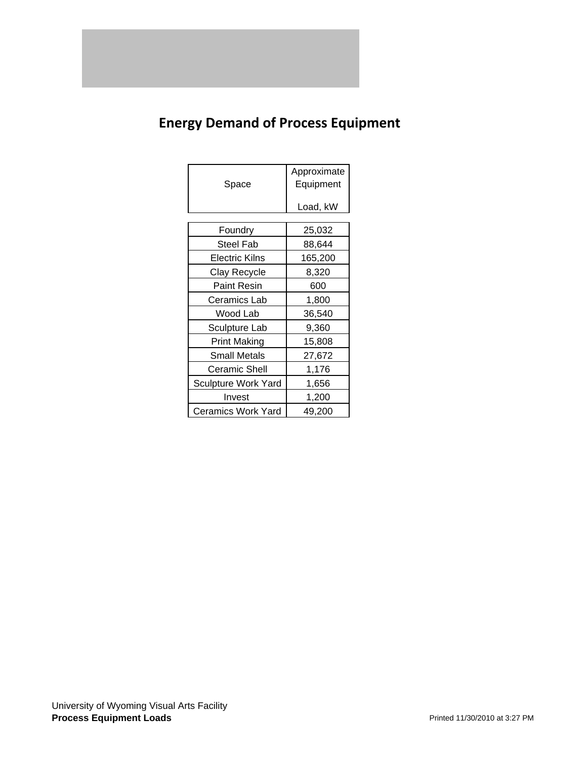## Energy Demand of Process Equipment

| Space | Approximate Equipment Load, kW |
|---|---|
| Foundry | 25,032 |
| Steel Fab | 88,644 |
| Electric Kilns | 165,200 |
| Clay Recycle | 8,320 |
| Paint Resin | 600 |
| Ceramics Lab | 1,800 |
| Wood Lab | 36,540 |
| Sculpture Lab | 9,360 |
| Print Making | 15,808 |
| Small Metals | 27,672 |
| Ceramic Shell | 1,176 |
| Sculpture Work Yard | 1,656 |
| Invest | 1,200 |
| Ceramics Work Yard | 49,200 |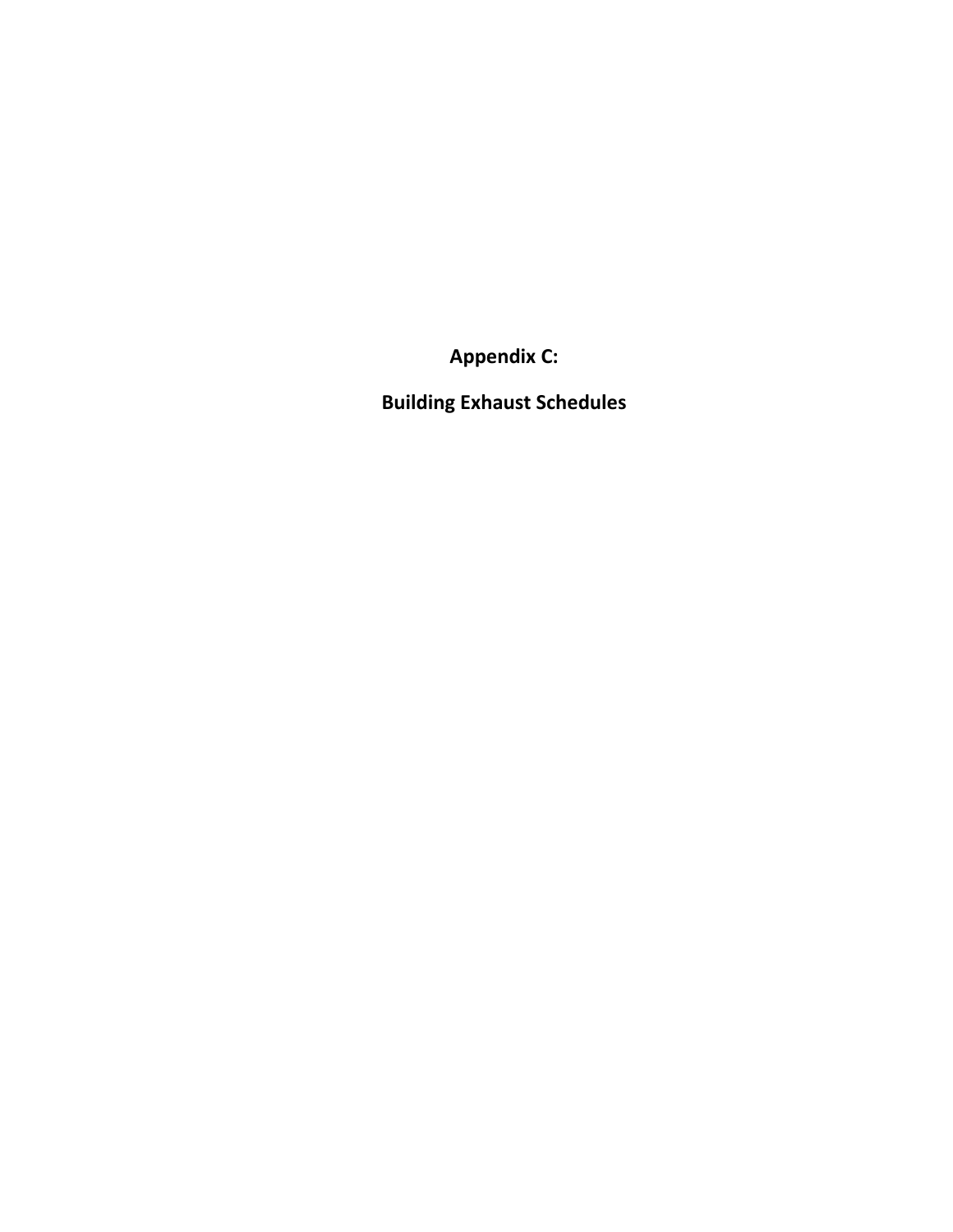# Appendix C:

# Building Exhaust Schedules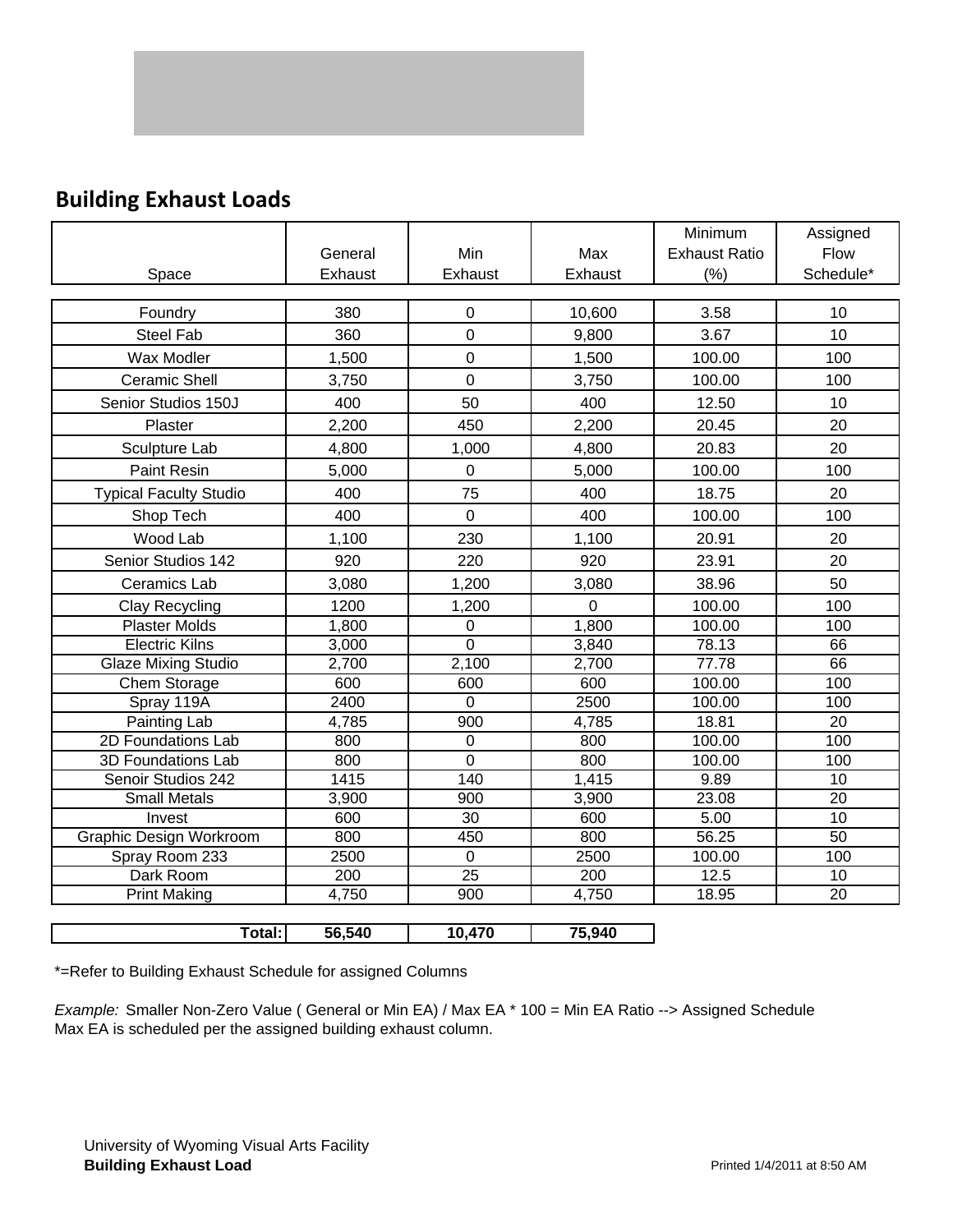## Building Exhaust Loads

| Space | General Exhaust | Min Exhaust | Max Exhaust | Minimum Exhaust Ratio (%) | Assigned Flow Schedule* |
|---|---|---|---|---|---|
| Foundry | 380 | 0 | 10,600 | 3.58 | 10 |
| Steel Fab | 360 | 0 | 9,800 | 3.67 | 10 |
| Wax Modler | 1,500 | 0 | 1,500 | 100.00 | 100 |
| Ceramic Shell | 3,750 | 0 | 3,750 | 100.00 | 100 |
| Senior Studios 150J | 400 | 50 | 400 | 12.50 | 10 |
| Plaster | 2,200 | 450 | 2,200 | 20.45 | 20 |
| Sculpture Lab | 4,800 | 1,000 | 4,800 | 20.83 | 20 |
| Paint Resin | 5,000 | 0 | 5,000 | 100.00 | 100 |
| Typical Faculty Studio | 400 | 75 | 400 | 18.75 | 20 |
| Shop Tech | 400 | 0 | 400 | 100.00 | 100 |
| Wood Lab | 1,100 | 230 | 1,100 | 20.91 | 20 |
| Senior Studios 142 | 920 | 220 | 920 | 23.91 | 20 |
| Ceramics Lab | 3,080 | 1,200 | 3,080 | 38.96 | 50 |
| Clay Recycling | 1200 | 1,200 | 0 | 100.00 | 100 |
| Plaster Molds | 1,800 | 0 | 1,800 | 100.00 | 100 |
| Electric Kilns | 3,000 | 0 | 3,840 | 78.13 | 66 |
| Glaze Mixing Studio | 2,700 | 2,100 | 2,700 | 77.78 | 66 |
| Chem Storage | 600 | 600 | 600 | 100.00 | 100 |
| Spray 119A | 2400 | 0 | 2500 | 100.00 | 100 |
| Painting Lab | 4,785 | 900 | 4,785 | 18.81 | 20 |
| 2D Foundations Lab | 800 | 0 | 800 | 100.00 | 100 |
| 3D Foundations Lab | 800 | 0 | 800 | 100.00 | 100 |
| Senoir Studios 242 | 1415 | 140 | 1,415 | 9.89 | 10 |
| Small Metals | 3,900 | 900 | 3,900 | 23.08 | 20 |
| Invest | 600 | 30 | 600 | 5.00 | 10 |
| Graphic Design Workroom | 800 | 450 | 800 | 56.25 | 50 |
| Spray Room 233 | 2500 | 0 | 2500 | 100.00 | 100 |
| Dark Room | 200 | 25 | 200 | 12.5 | 10 |
| Print Making | 4,750 | 900 | 4,750 | 18.95 | 20 |
| **Total:** | **56,540** | **10,470** | **75,940** | | |

*=Refer to Building Exhaust Schedule for assigned Columns

*Example:* Smaller Non-Zero Value ( General or Min EA) / Max EA * 100 = Min EA Ratio --> Assigned Schedule
Max EA is scheduled per the assigned building exhaust column.

University of Wyoming Visual Arts Facility
**Building Exhaust Load**

Printed 1/4/2011 at 8:50 AM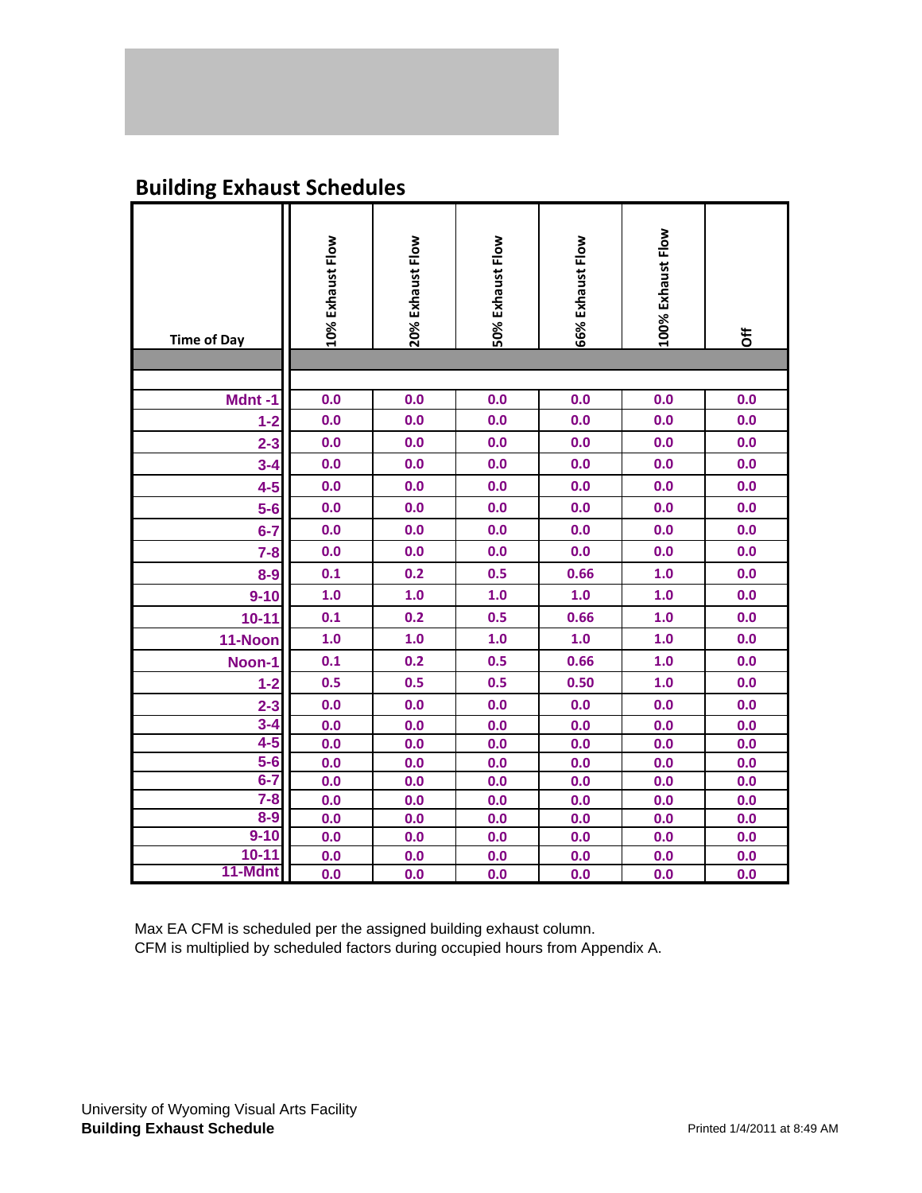## Building Exhaust Schedules

| Time of Day | 10% Exhaust Flow | 20% Exhaust Flow | 50% Exhaust Flow | 66% Exhaust Flow | 100% Exhaust Flow | Off |
|---|---|---|---|---|---|---|
| Mdnt -1 | 0.0 | 0.0 | 0.0 | 0.0 | 0.0 | 0.0 |
| 1-2 | 0.0 | 0.0 | 0.0 | 0.0 | 0.0 | 0.0 |
| 2-3 | 0.0 | 0.0 | 0.0 | 0.0 | 0.0 | 0.0 |
| 3-4 | 0.0 | 0.0 | 0.0 | 0.0 | 0.0 | 0.0 |
| 4-5 | 0.0 | 0.0 | 0.0 | 0.0 | 0.0 | 0.0 |
| 5-6 | 0.0 | 0.0 | 0.0 | 0.0 | 0.0 | 0.0 |
| 6-7 | 0.0 | 0.0 | 0.0 | 0.0 | 0.0 | 0.0 |
| 7-8 | 0.0 | 0.0 | 0.0 | 0.0 | 0.0 | 0.0 |
| 8-9 | 0.1 | 0.2 | 0.5 | 0.66 | 1.0 | 0.0 |
| 9-10 | 1.0 | 1.0 | 1.0 | 1.0 | 1.0 | 0.0 |
| 10-11 | 0.1 | 0.2 | 0.5 | 0.66 | 1.0 | 0.0 |
| 11-Noon | 1.0 | 1.0 | 1.0 | 1.0 | 1.0 | 0.0 |
| Noon-1 | 0.1 | 0.2 | 0.5 | 0.66 | 1.0 | 0.0 |
| 1-2 | 0.5 | 0.5 | 0.5 | 0.50 | 1.0 | 0.0 |
| 2-3 | 0.0 | 0.0 | 0.0 | 0.0 | 0.0 | 0.0 |
| 3-4 | 0.0 | 0.0 | 0.0 | 0.0 | 0.0 | 0.0 |
| 4-5 | 0.0 | 0.0 | 0.0 | 0.0 | 0.0 | 0.0 |
| 5-6 | 0.0 | 0.0 | 0.0 | 0.0 | 0.0 | 0.0 |
| 6-7 | 0.0 | 0.0 | 0.0 | 0.0 | 0.0 | 0.0 |
| 7-8 | 0.0 | 0.0 | 0.0 | 0.0 | 0.0 | 0.0 |
| 8-9 | 0.0 | 0.0 | 0.0 | 0.0 | 0.0 | 0.0 |
| 9-10 | 0.0 | 0.0 | 0.0 | 0.0 | 0.0 | 0.0 |
| 10-11 | 0.0 | 0.0 | 0.0 | 0.0 | 0.0 | 0.0 |
| 11-Mdnt | 0.0 | 0.0 | 0.0 | 0.0 | 0.0 | 0.0 |

Max EA CFM is scheduled per the assigned building exhaust column.
CFM is multiplied by scheduled factors during occupied hours from Appendix A.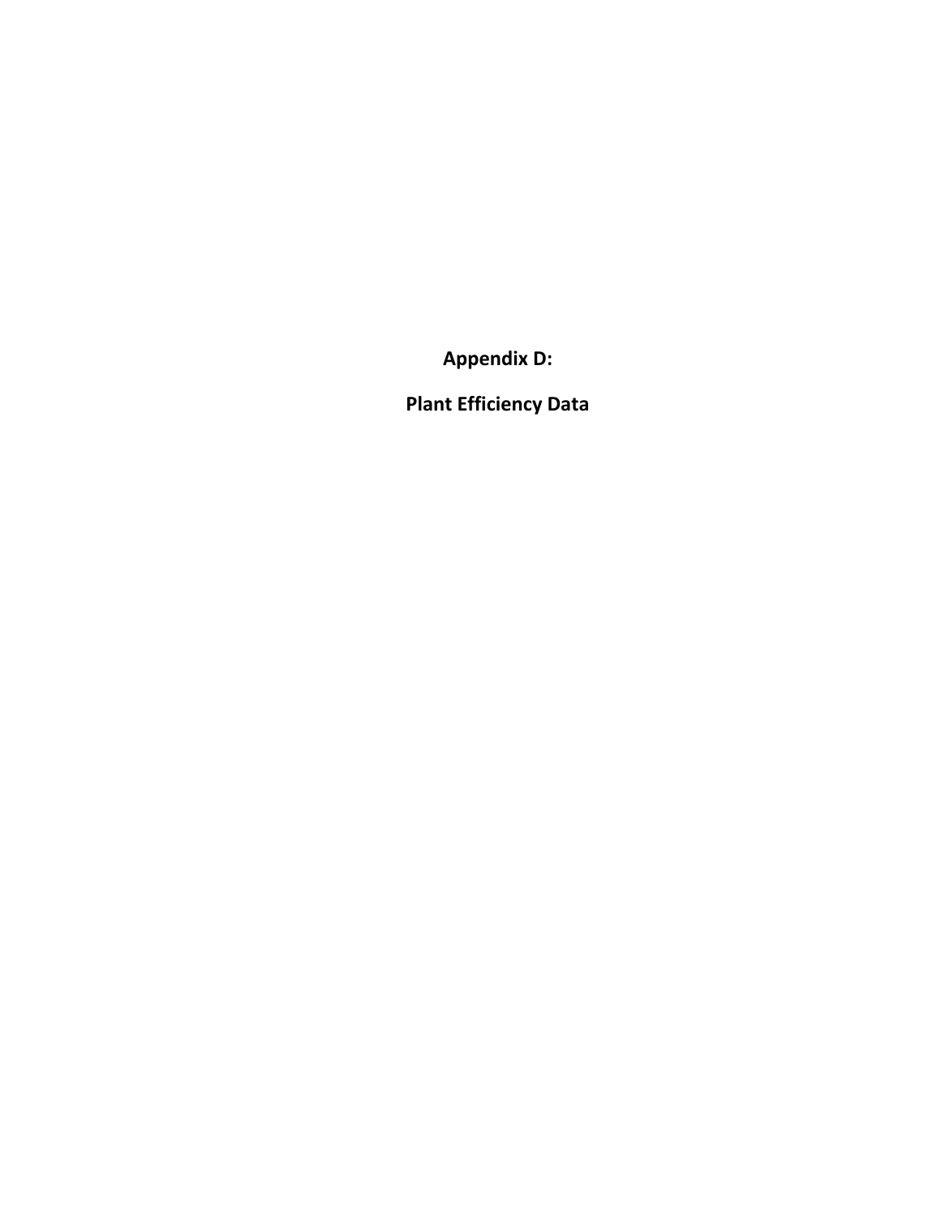# Appendix D:

# Plant Efficiency Data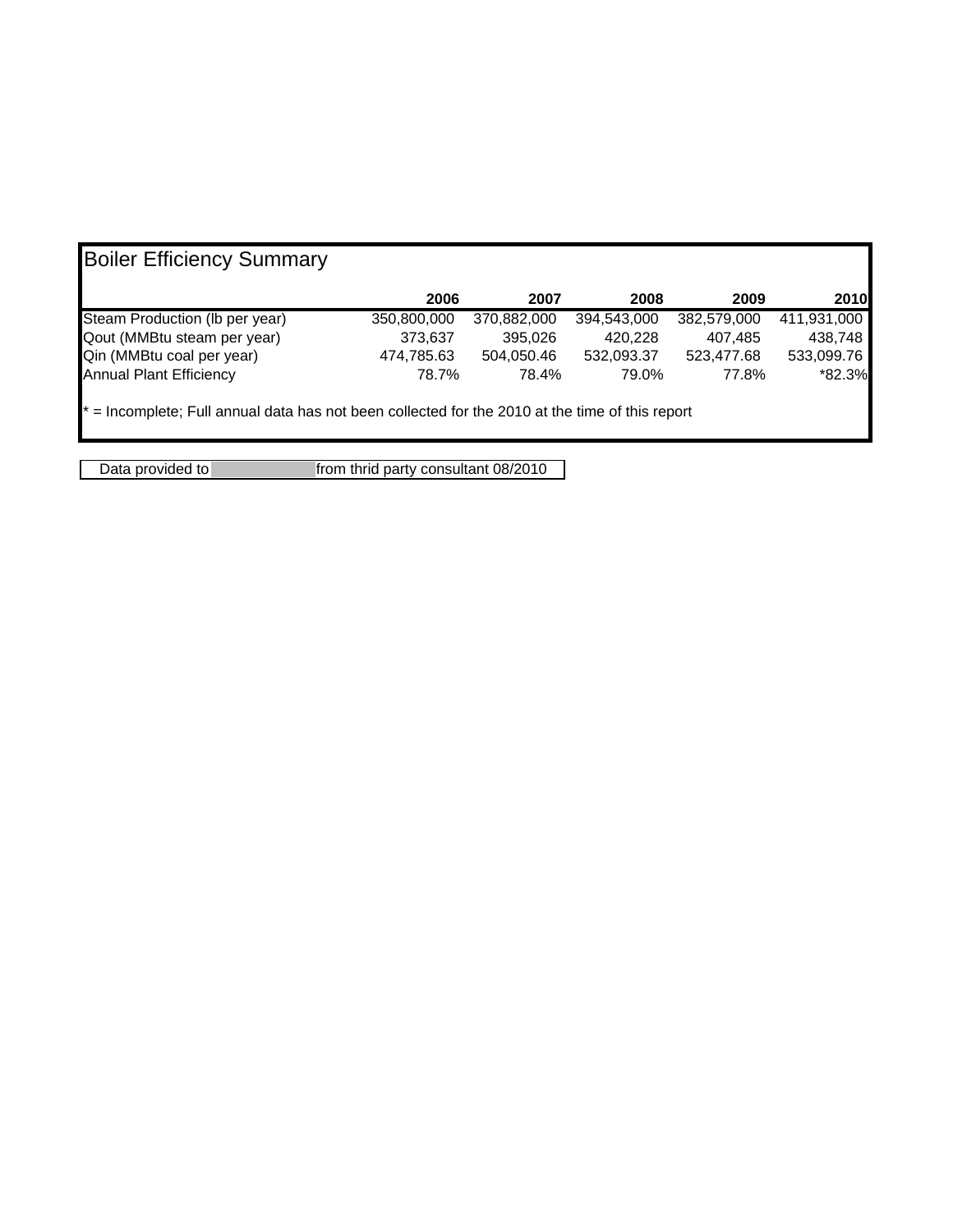## Boiler Efficiency Summary

| | 2006 | 2007 | 2008 | 2009 | 2010 |
|---|---|---|---|---|---|
| Steam Production (lb per year) | 350,800,000 | 370,882,000 | 394,543,000 | 382,579,000 | 411,931,000 |
| Qout (MMBtu steam per year) | 373,637 | 395,026 | 420,228 | 407,485 | 438,748 |
| Qin (MMBtu coal per year) | 474,785.63 | 504,050.46 | 532,093.37 | 523,477.68 | 533,099.76 |
| Annual Plant Efficiency | 78.7% | 78.4% | 79.0% | 77.8% | *82.3% |

* = Incomplete; Full annual data has not been collected for the 2010 at the time of this report

Data provided to [redacted] from thrid party consultant 08/2010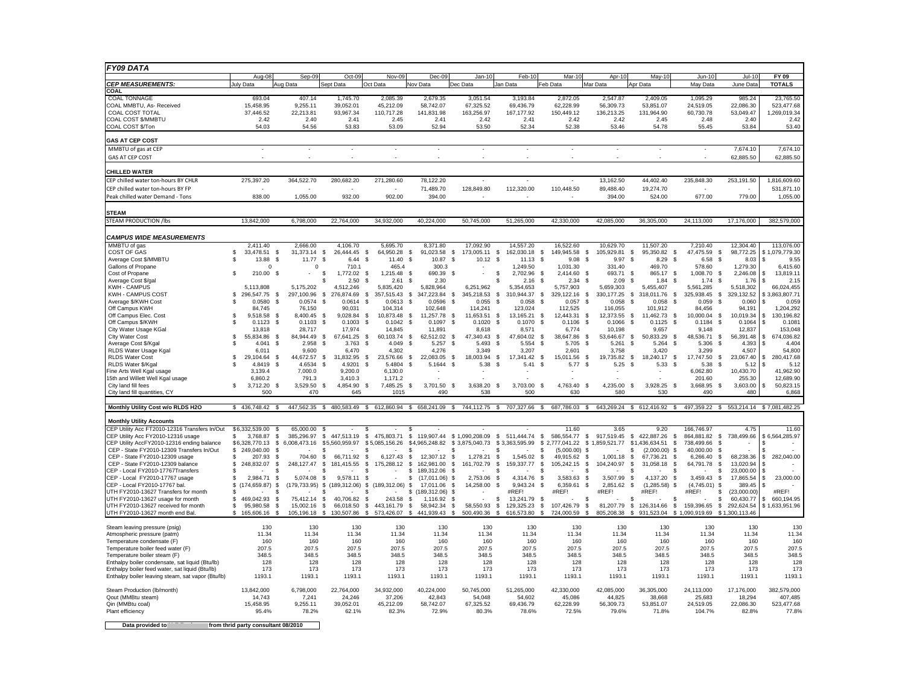## FY09 DATA

| | Aug-08 | Sep-09 | Oct-09 | Nov-09 | Dec-09 | Jan-10 | Feb-10 | Mar-10 | Apr-10 | May-10 | Jun-10 | Jul-10 | FY 09 |
|---|---|---|---|---|---|---|---|---|---|---|---|---|---|
| **CEP MEASUREMENTS:** | July Data | Aug Data | Sept Data | Oct Data | Nov Data | Dec Data | Jan Data | Feb Data | Mar Data | Apr Data | May Data | June Data | **TOTALS** |
| **COAL** | | | | | | | | | | | | | |
| COAL TONNAGE | 693.04 | 407.14 | 1,745.70 | 2,085.39 | 2,679.35 | 3,051.54 | 3,193.84 | 2,872.05 | 2,547.87 | 2,409.05 | 1,095.29 | 985.24 | 23,765.50 |
| COAL MMBTU, As- Received | 15,458.95 | 9,255.11 | 39,052.01 | 45,212.09 | 58,742.07 | 67,325.52 | 69,436.79 | 62,228.99 | 56,309.73 | 53,851.07 | 24,519.05 | 22,086.30 | 523,477.68 |
| COAL COST TOTAL | 37,446.52 | 22,213.81 | 93,967.34 | 110,717.28 | 141,831.98 | 163,256.97 | 167,177.92 | 150,449.12 | 136,213.25 | 131,964.90 | 60,730.78 | 53,049.47 | 1,269,019.34 |
| COAL COST $/MMBTU | 2.42 | 2.40 | 2.41 | 2.45 | 2.41 | 2.42 | 2.41 | 2.42 | 2.42 | 2.45 | 2.48 | 2.40 | 2.42 |
| COAL COST $/Ton | 54.03 | 54.56 | 53.83 | 53.09 | 52.94 | 53.50 | 52.34 | 52.38 | 53.46 | 54.78 | 55.45 | 53.84 | 53.40 |
| **GAS AT CEP COST** | | | | | | | | | | | | | |
| MMBTU of gas at CEP | - | - | - | - | - | - | - | - | - | - | - | 7,674.10 | 7,674.10 |
| GAS AT CEP COST | - | - | - | - | - | - | - | - | - | - | - | 62,885.50 | 62,885.50 |
| **CHILLED WATER** | | | | | | | | | | | | | |
| CEP chilled water ton-hours BY CHLR | 275,397.20 | 364,522.70 | 280,682.20 | 271,280.60 | 78,122.20 | - | - | - | 13,162.50 | 44,402.40 | 235,848.30 | 253,191.50 | 1,816,609.60 |
| CEP chilled water ton-hours BY FP | - | - | - | - | 71,489.70 | 128,849.80 | 112,320.00 | 110,448.50 | 89,488.40 | 19,274.70 | - | - | 531,871.10 |
| Peak chilled water Demand - Tons | 838.00 | 1,055.00 | 932.00 | 902.00 | 394.00 | - | - | - | 394.00 | 524.00 | 677.00 | 779.00 | 1,055.00 |
| **STEAM** | | | | | | | | | | | | | |
| STEAM PRODUCTION /lbs | 13,842,000 | 6,798,000 | 22,764,000 | 34,932,000 | 40,224,000 | 50,745,000 | 51,265,000 | 42,330,000 | 42,085,000 | 36,305,000 | 24,113,000 | 17,176,000 | 382,579,000 |
| ***CAMPUS WIDE MEASUREMENTS*** | | | | | | | | | | | | | |
| MMBTU of gas | 2,411.40 | 2,666.00 | 4,106.70 | 5,695.70 | 8,371.80 | 17,092.90 | 14,557.20 | 16,522.60 | 10,629.70 | 11,507.20 | 7,210.40 | 12,304.40 | 113,076.00 |
| COST OF GAS | $ 33,478.51 | $ 31,373.14 | $ 26,444.45 | $ 64,950.28 | $ 91,023.58 | $ 173,005.11 | $ 162,030.18 | $ 149,945.58 | $ 105,929.81 | $ 95,350.82 | $ 47,475.59 | $ 98,772.25 | $ 1,079,779.30 |
| Average Cost $/MMBTU | $ 13.88 | $ 11.77 | $ 6.44 | $ 11.40 | $ 10.87 | $ 10.12 | $ 11.13 | $ 9.08 | $ 9.97 | $ 8.29 | $ 6.58 | $ 8.03 | $ 9.55 |
| Gallons of Propane | 0 | 0 | 710.1 | 465.4 | 300.3 | - | 1,249.50 | 1,031.30 | 331.40 | 469.70 | 578.60 | 1,279.30 | 6,415.60 |
| Cost of Propane | $ 210.00 | $ - | $ 1,772.02 | $ 1,215.48 | $ 690.39 | $ - | $ 2,702.96 | $ 2,414.60 | $ 693.71 | $ 865.17 | $ 1,008.70 | $ 2,246.08 | $ 13,819.11 |
| Average Cost $/gal | | | $ 2.50 | $ 2.61 | $ 2.30 | | $ 2.16 | $ 2.34 | $ 2.09 | $ 1.84 | $ 1.74 | $ 1.76 | $ 2.15 |
| KWH - CAMPUS | 5,113,808 | 5,175,202 | 4,512,246 | 5,835,420 | 5,828,964 | 6,251,962 | 5,354,653 | 5,757,903 | 5,659,303 | 5,455,407 | 5,561,285 | 5,518,302 | 66,024,455 |
| KWH - CAMPUS COST | $ 296,547.75 | $ 297,100.96 | $ 276,874.69 | $ 357,515.43 | $ 347,223.84 | $ 345,218.53 | $ 310,944.37 | $ 329,122.16 | $ 330,177.25 | $ 318,011.76 | $ 325,938.45 | $ 329,132.52 | $ 3,863,807.71 |
| Average $/KWH Cost | $ 0.0580 | $ 0.0574 | $ 0.0614 | $ 0.0613 | $ 0.0596 | $ 0.055 | $ 0.058 | $ 0.057 | $ 0.058 | $ 0.058 | $ 0.059 | $ 0.060 | $ 0.059 |
| Off Campus KWH | 84,745 | 76,150 | 90,031 | 104,314 | 102,648 | 114,241 | 123,024 | 112,525 | 116,055 | 101,912 | 84,456 | 94,191 | 1,204,292 |
| Off Campus Elec. Cost | $ 9,518.58 | $ 8,400.45 | $ 9,028.84 | $ 10,873.48 | $ 11,257.78 | $ 11,653.51 | $ 13,165.21 | $ 12,443.31 | $ 12,373.55 | $ 11,462.73 | $ 10,000.04 | $ 10,019.34 | $ 130,196.82 |
| Off Campus $/KWH | $ 0.1123 | $ 0.1103 | $ 0.1003 | $ 0.1042 | $ 0.1097 | $ 0.1020 | $ 0.1070 | $ 0.1106 | $ 0.1066 | $ 0.1125 | $ 0.1184 | $ 0.1064 | $ 0.1081 |
| City Water Usage KGal | 13,818 | 28,717 | 17,974 | 14,845 | 11,891 | 8,618 | 8,571 | 6,774 | 10,198 | 9,657 | 9,148 | 12,837 | 153,048 |
| City Water Cost | $ 55,834.86 | $ 84,944.49 | $ 67,641.25 | $ 60,103.74 | $ 62,512.02 | $ 47,340.43 | $ 47,604.02 | $ 38,647.86 | $ 53,646.67 | $ 50,833.29 | $ 48,536.71 | $ 56,391.48 | $ 674,036.82 |
| Average Cost $/Kgal | $ 4.041 | $ 2.958 | $ 3.763 | $ 4.049 | $ 5.257 | $ 5.493 | $ 5.554 | $ 5.705 | $ 5.261 | $ 5.264 | $ 5.306 | $ 4.393 | $ 4.404 |
| RLDS Water Usage Kgal | 6,011 | 9,600 | 6,470 | 4,302 | 4,276 | 3,349 | 3,207 | 2,601 | 3,758 | 3,420 | 3,299 | 4,507 | 54,800 |
| RLDS Water Cost | $ 29,104.64 | $ 44,672.57 | $ 31,832.95 | $ 23,576.66 | $ 22,083.05 | $ 18,003.94 | $ 17,341.42 | $ 15,011.56 | $ 19,735.82 | $ 18,240.17 | $ 17,747.50 | $ 23,067.40 | $ 280,417.68 |
| RLDS Water $/Kgal | $ 4.8419 | $ 4.6534 | $ 4.9201 | $ 5.4804 | $ 5.1644 | $ 5.38 | $ 5.41 | $ 5.77 | $ 5.25 | $ 5.33 | $ 5.38 | $ 5.12 | $ 5.12 |
| Fine Arts Well Kgal usage | 3,139.4 | 7,000.0 | 9,200.0 | 6,130.0 | - | - | - | - | - | - | 6,062.80 | 10,430.70 | 41,962.90 |
| 15th and Willett Well Kgal usage | 6,860.2 | 791.3 | 3,410.3 | 1,171.2 | - | - | - | - | - | - | 201.60 | 255.30 | 12,689.90 |
| City land fill fees | $ 3,712.20 | $ 3,529.50 | $ 4,854.90 | $ 7,485.25 | $ 3,701.50 | $ 3,638.20 | $ 3,703.00 | $ 4,763.40 | $ 4,235.00 | $ 3,928.25 | $ 3,668.95 | $ 3,603.00 | $ 50,823.15 |
| City land fill quantities, CY | 500 | 470 | 645 | 1015 | 490 | 538 | 500 | 630 | 580 | 530 | 490 | 480 | 6,868 |
| **Monthly Utility Cost w/o RLDS H2O** | $ 436,748.42 | $ 447,562.35 | $ 480,583.49 | $ 612,860.94 | $ 658,241.09 | $ 744,112.75 | $ 707,327.66 | $ 687,786.03 | $ 643,269.24 | $ 612,416.92 | $ 497,359.22 | $ 553,214.14 | $ 7,081,482.25 |
| **Monthly Utility Accounts** | | | | | | | | | | | | | |
| CEP Utility Acc FT2010-12316 Transfers In/Out | $6,332,539.00 | $ 65,000.00 | $ - | $ - | $ - | - | - | 11.60 | 3.65 | 9.20 | 166,746.97 | 4.75 | 11.60 |
| CEP Utility Acc FY2010-12316 usage | $ 3,768.87 | $ 385,296.97 | $ 447,513.19 | $ 475,803.71 | $ 119,907.44 | $ 1,090,208.09 | $ 511,444.74 | $ 586,554.77 | $ 917,519.45 | $ 422,887.26 | $ 864,881.82 | $ 738,499.66 | $ 6,564,285.97 |
| CEP Utility AccFY2010-12316 ending balance | $6,328,770.13 | $ 6,008,473.16 | $5,560,959.97 | $ 5,085,156.26 | $4,965,248.82 | $ 3,875,040.73 | $ 3,363,595.99 | $ 2,777,041.22 | $ 1,859,521.77 | $1,436,634.51 | $ 738,499.66 | $ - | $ - |
| CEP - State FY2010-12309 Transfers In/Out | $ 249,040.00 | $ - | $ - | $ - | $ - | $ - | $ - | $ (5,000.00) | $ - | $ (2,000.00) | $ 40,000.00 | $ - | $ - |
| CEP - State FY2010-12309 usage | $ 207.93 | $ 704.60 | $ 66,711.92 | $ 6,127.43 | $ 12,307.12 | $ 1,278.21 | $ 1,545.02 | $ 49,915.62 | $ 1,001.18 | $ 67,736.21 | $ 6,266.40 | $ 68,238.36 | $ 282,040.00 |
| CEP - State FY2010-12309 balance | $ 248,832.07 | $ 248,127.47 | $ 181,415.55 | $ 175,288.12 | $ 162,981.00 | $ 161,702.79 | $ 159,337.77 | $ 105,242.15 | $ 104,240.97 | $ 31,058.18 | $ 64,791.78 | $ 13,020.94 | $ - |
| CEP - Local FY2010-17767Transfers | $ - | $ - | $ - | $ - | $ 189,312.06 | $ - | $ - | $ - | $ - | $ - | $ - | $ 23,000.00 | $ - |
| CEP - Local FY2010-17767 usage | $ 2,984.71 | $ 5,074.08 | $ 9,578.11 | $ - | $ (17,011.06) | $ 2,753.06 | $ 4,314.76 | $ 3,583.63 | $ 3,507.99 | $ 4,137.20 | $ 3,459.43 | $ 17,865.54 | $ 23,000.00 |
| CEP - Local FY2010-17767 bal. | $ (174,659.87) | $ (179,733.95) | $ (189,312.06) | $ (189,312.06) | $ 17,011.06 | $ 14,258.00 | $ 9,943.24 | $ 6,359.61 | $ 2,851.62 | $ (1,285.58) | $ (4,745.01) | $ 389.45 | $ - |
| UTH FY2010-13627 Transfers for month | $ - | $ - | $ - | $ - | $ (189,312.06) | $ - | #REF! | #REF! | #REF! | #REF! | #REF! | $ (23,000.00) | #REF! |
| UTH FY2010-13627 usage for month | $ 469,042.93 | $ 75,412.14 | $ 40,706.82 | $ 243.58 | $ 1,116.92 | $ - | $ 13,241.79 | $ - | $ - | $ - | $ - | $ 60,430.77 | $ 660,194.95 |
| UTH FY2010-13627 received for month | $ 95,980.58 | $ 15,002.16 | $ 66,018.50 | $ 443,161.79 | $ 58,942.34 | $ 58,550.93 | $ 129,325.23 | $ 107,426.79 | $ 81,207.79 | $ 126,314.66 | $ 159,396.65 | $ 292,624.54 | $ 1,633,951.96 |
| UTH FY2010-13627 month end Bal. | $ 165,606.16 | $ 105,196.18 | $ 130,507.86 | $ 573,426.07 | $ 441,939.43 | $ 500,490.36 | $ 616,573.80 | $ 724,000.59 | $ 805,208.38 | $ 931,523.04 | $ 1,090,919.69 | $ 1,300,113.46 | |
| Steam leaving pressure (psig) | 130 | 130 | 130 | 130 | 130 | 130 | 130 | 130 | 130 | 130 | 130 | 130 | 130 |
| Atmospheric pressure (patm) | 11.34 | 11.34 | 11.34 | 11.34 | 11.34 | 11.34 | 11.34 | 11.34 | 11.34 | 11.34 | 11.34 | 11.34 | 11.34 |
| Temperature condensate (F) | 160 | 160 | 160 | 160 | 160 | 160 | 160 | 160 | 160 | 160 | 160 | 160 | 160 |
| Temperature boiler feed water (F) | 207.5 | 207.5 | 207.5 | 207.5 | 207.5 | 207.5 | 207.5 | 207.5 | 207.5 | 207.5 | 207.5 | 207.5 | 207.5 |
| Temperature boiler steam (F) | 348.5 | 348.5 | 348.5 | 348.5 | 348.5 | 348.5 | 348.5 | 348.5 | 348.5 | 348.5 | 348.5 | 348.5 | 348.5 |
| Enthalpy boiler condensate, sat liquid (Btu/lb) | 128 | 128 | 128 | 128 | 128 | 128 | 128 | 128 | 128 | 128 | 128 | 128 | 128 |
| Enthalpy boiler feed water, sat liquid (Btu/lb) | 173 | 173 | 173 | 173 | 173 | 173 | 173 | 173 | 173 | 173 | 173 | 173 | 173 |
| Enthalpy boiler leaving steam, sat vapor (Btu/lb) | 1193.1 | 1193.1 | 1193.1 | 1193.1 | 1193.1 | 1193.1 | 1193.1 | 1193.1 | 1193.1 | 1193.1 | 1193.1 | 1193.1 | 1193.1 |
| Steam Production (lb/month) | 13,842,000 | 6,798,000 | 22,764,000 | 34,932,000 | 40,224,000 | 50,745,000 | 51,265,000 | 42,330,000 | 42,085,000 | 36,305,000 | 24,113,000 | 17,176,000 | 382,579,000 |
| Qout (MMBtu steam) | 14,743 | 7,241 | 24,246 | 37,206 | 42,843 | 54,048 | 54,602 | 45,086 | 44,825 | 38,668 | 25,683 | 18,294 | 407,485 |
| Qin (MMBtu coal) | 15,458.95 | 9,255.11 | 39,052.01 | 45,212.09 | 58,742.07 | 67,325.52 | 69,436.79 | 62,228.99 | 56,309.73 | 53,851.07 | 24,519.05 | 22,086.30 | 523,477.68 |
| Plant efficiency | 95.4% | 78.2% | 62.1% | 82.3% | 72.9% | 80.3% | 78.6% | 72.5% | 79.6% | 71.8% | 104.7% | 82.8% | 77.8% |

**Data provided to [redacted] from thrid party consultant 08/2010**